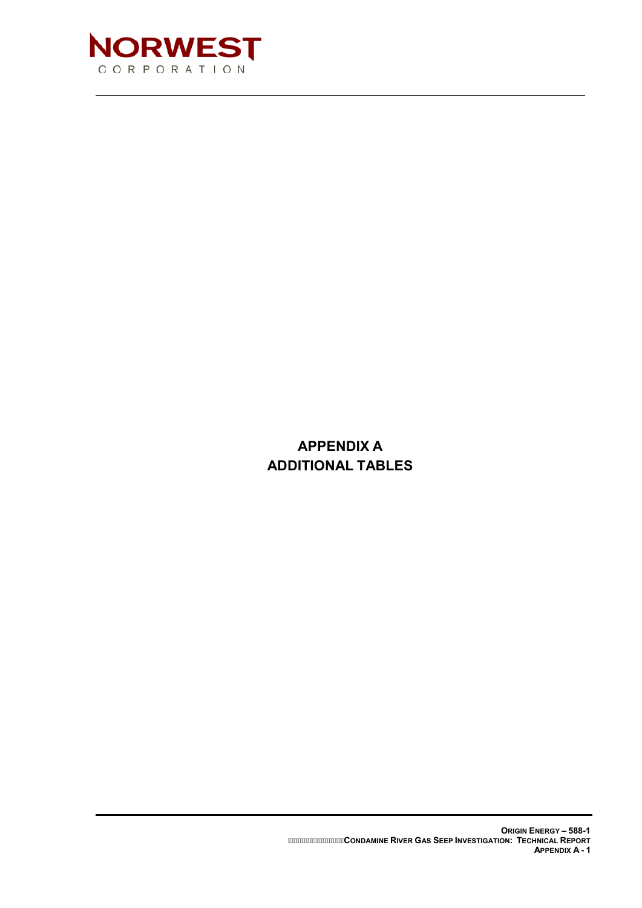# APPENDIX A
# ADDITIONAL TABLES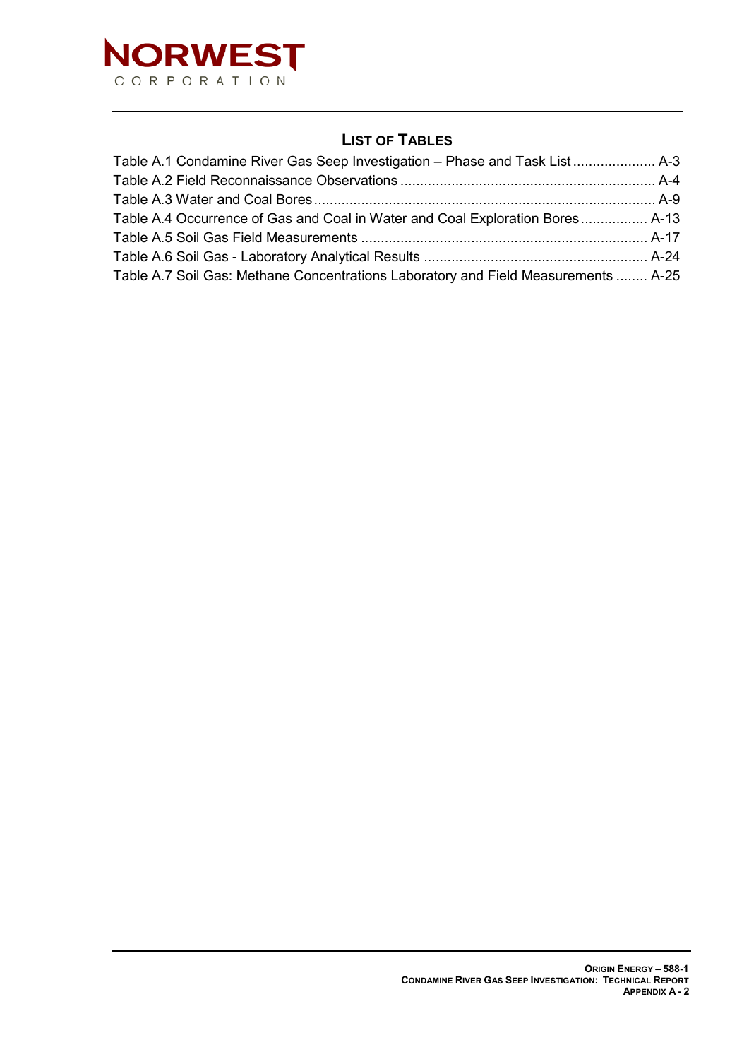## LIST OF TABLES

Table A.1 Condamine River Gas Seep Investigation – Phase and Task List ..................... A-3
Table A.2 Field Reconnaissance Observations ................................................................. A-4
Table A.3 Water and Coal Bores ........................................................................................ A-9
Table A.4 Occurrence of Gas and Coal in Water and Coal Exploration Bores ................. A-13
Table A.5 Soil Gas Field Measurements .......................................................................... A-17
Table A.6 Soil Gas - Laboratory Analytical Results .......................................................... A-24
Table A.7 Soil Gas: Methane Concentrations Laboratory and Field Measurements ........ A-25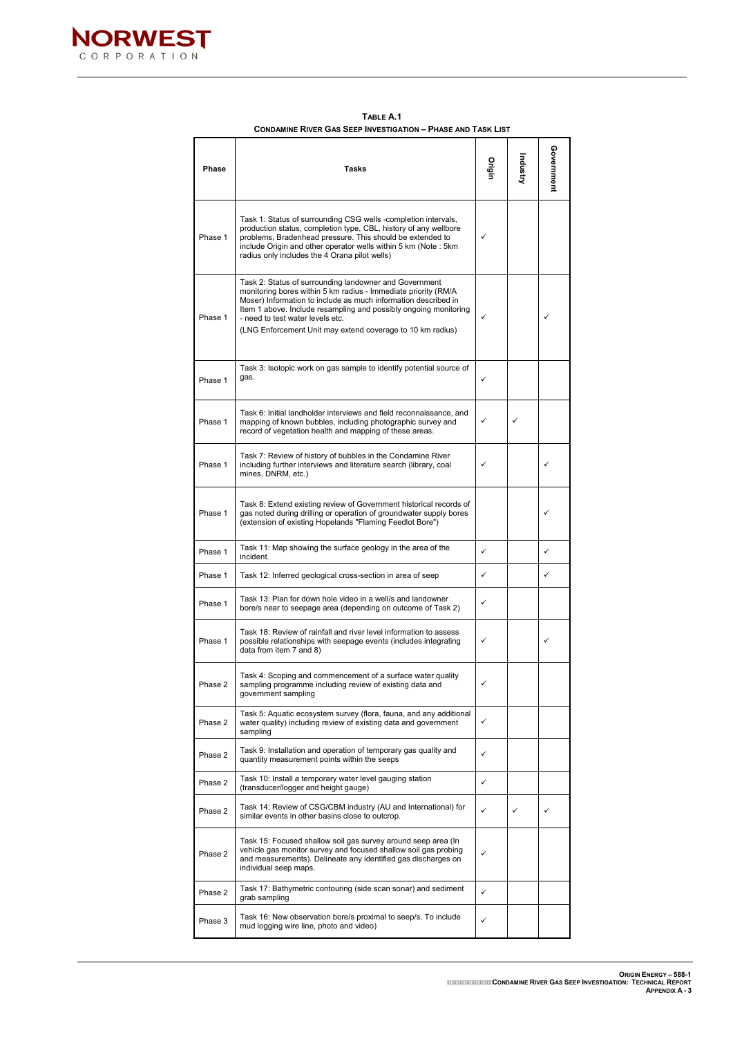**TABLE A.1**
**CONDAMINE RIVER GAS SEEP INVESTIGATION – PHASE AND TASK LIST**

| Phase | Tasks | Origin | Industry | Government |
|---|---|---|---|---|
| Phase 1 | Task 1: Status of surrounding CSG wells -completion intervals, production status, completion type, CBL, history of any wellbore problems, Bradenhead pressure. This should be extended to include Origin and other operator wells within 5 km (Note : 5km radius only includes the 4 Orana pilot wells) | ✓ | | |
| Phase 1 | Task 2: Status of surrounding landowner and Government monitoring bores within 5 km radius - Immediate priority (RM/A Moser) Information to include as much information described in Item 1 above. Include resampling and possibly ongoing monitoring - need to test water levels etc. (LNG Enforcement Unit may extend coverage to 10 km radius) | ✓ | | ✓ |
| Phase 1 | Task 3: Isotopic work on gas sample to identify potential source of gas. | ✓ | | |
| Phase 1 | Task 6: Initial landholder interviews and field reconnaissance, and mapping of known bubbles, including photographic survey and record of vegetation health and mapping of these areas. | ✓ | ✓ | |
| Phase 1 | Task 7: Review of history of bubbles in the Condamine River including further interviews and literature search (library, coal mines, DNRM, etc.) | ✓ | | ✓ |
| Phase 1 | Task 8: Extend existing review of Government historical records of gas noted during drilling or operation of groundwater supply bores (extension of existing Hopelands "Flaming Feedlot Bore") | | | ✓ |
| Phase 1 | Task 11: Map showing the surface geology in the area of the incident. | ✓ | | ✓ |
| Phase 1 | Task 12: Inferred geological cross-section in area of seep | ✓ | | ✓ |
| Phase 1 | Task 13: Plan for down hole video in a well/s and landowner bore/s near to seepage area (depending on outcome of Task 2) | ✓ | | |
| Phase 1 | Task 18: Review of rainfall and river level information to assess possible relationships with seepage events (includes integrating data from item 7 and 8) | ✓ | | ✓ |
| Phase 2 | Task 4: Scoping and commencement of a surface water quality sampling programme including review of existing data and government sampling | ✓ | | |
| Phase 2 | Task 5: Aquatic ecosystem survey (flora, fauna, and any additional water quality) including review of existing data and government sampling | ✓ | | |
| Phase 2 | Task 9: Installation and operation of temporary gas quality and quantity measurement points within the seeps | ✓ | | |
| Phase 2 | Task 10: Install a temporary water level gauging station (transducer/logger and height gauge) | ✓ | | |
| Phase 2 | Task 14: Review of CSG/CBM industry (AU and International) for similar events in other basins close to outcrop. | ✓ | ✓ | ✓ |
| Phase 2 | Task 15: Focused shallow soil gas survey around seep area (In vehicle gas monitor survey and focused shallow soil gas probing and measurements). Delineate any identified gas discharges on individual seep maps. | ✓ | | |
| Phase 2 | Task 17: Bathymetric contouring (side scan sonar) and sediment grab sampling | ✓ | | |
| Phase 3 | Task 16: New observation bore/s proximal to seep/s. To include mud logging wire line, photo and video) | ✓ | | |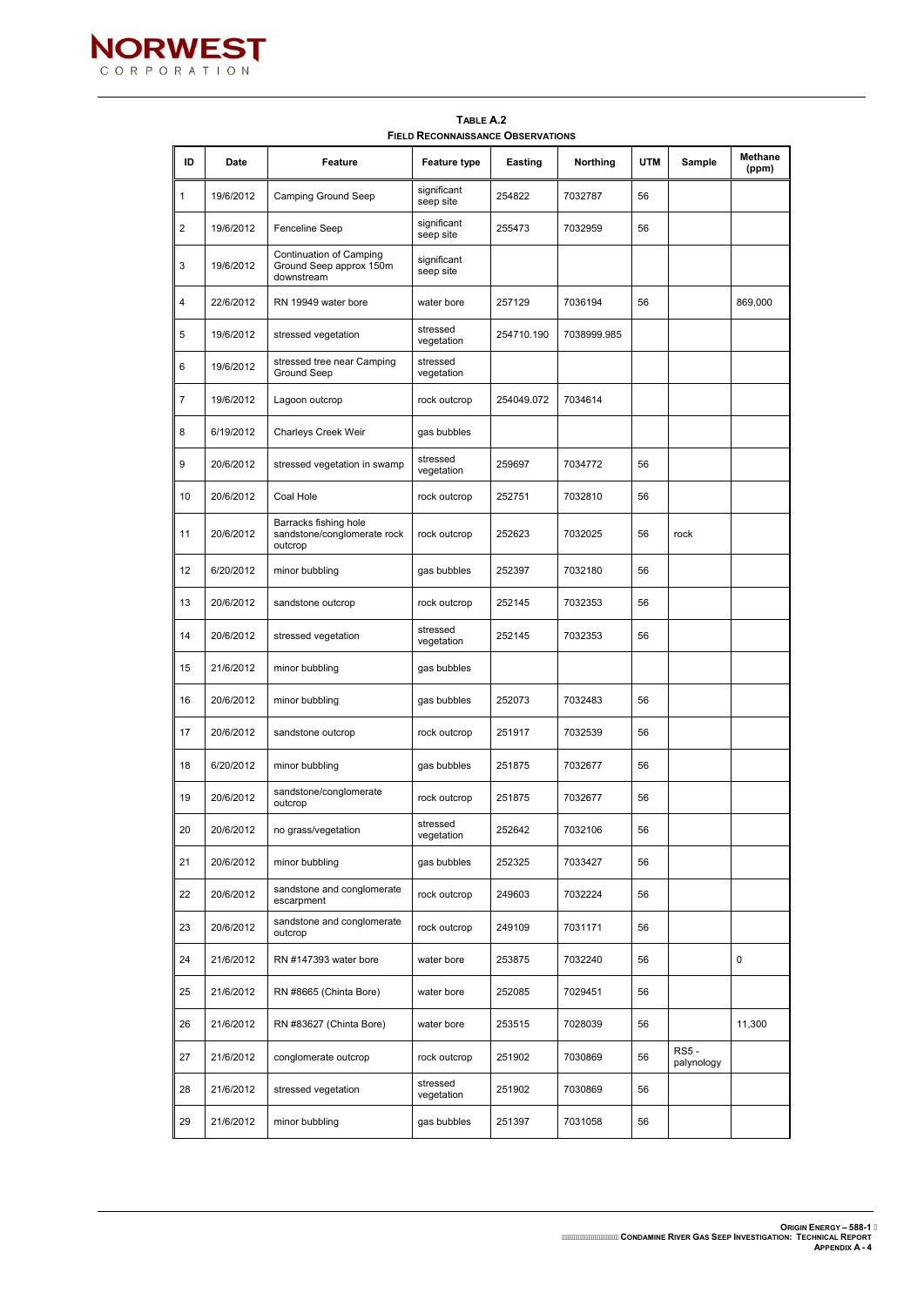**TABLE A.2**
**FIELD RECONNAISSANCE OBSERVATIONS**

| ID | Date | Feature | Feature type | Easting | Northing | UTM | Sample | Methane (ppm) |
|---|---|---|---|---|---|---|---|---|
| 1 | 19/6/2012 | Camping Ground Seep | significant seep site | 254822 | 7032787 | 56 | | |
| 2 | 19/6/2012 | Fenceline Seep | significant seep site | 255473 | 7032959 | 56 | | |
| 3 | 19/6/2012 | Continuation of Camping Ground Seep approx 150m downstream | significant seep site | | | | | |
| 4 | 22/6/2012 | RN 19949 water bore | water bore | 257129 | 7036194 | 56 | | 869,000 |
| 5 | 19/6/2012 | stressed vegetation | stressed vegetation | 254710.190 | 7038999.985 | | | |
| 6 | 19/6/2012 | stressed tree near Camping Ground Seep | stressed vegetation | | | | | |
| 7 | 19/6/2012 | Lagoon outcrop | rock outcrop | 254049.072 | 7034614 | | | |
| 8 | 6/19/2012 | Charleys Creek Weir | gas bubbles | | | | | |
| 9 | 20/6/2012 | stressed vegetation in swamp | stressed vegetation | 259697 | 7034772 | 56 | | |
| 10 | 20/6/2012 | Coal Hole | rock outcrop | 252751 | 7032810 | 56 | | |
| 11 | 20/6/2012 | Barracks fishing hole sandstone/conglomerate rock outcrop | rock outcrop | 252623 | 7032025 | 56 | rock | |
| 12 | 6/20/2012 | minor bubbling | gas bubbles | 252397 | 7032180 | 56 | | |
| 13 | 20/6/2012 | sandstone outcrop | rock outcrop | 252145 | 7032353 | 56 | | |
| 14 | 20/6/2012 | stressed vegetation | stressed vegetation | 252145 | 7032353 | 56 | | |
| 15 | 21/6/2012 | minor bubbling | gas bubbles | | | | | |
| 16 | 20/6/2012 | minor bubbling | gas bubbles | 252073 | 7032483 | 56 | | |
| 17 | 20/6/2012 | sandstone outcrop | rock outcrop | 251917 | 7032539 | 56 | | |
| 18 | 6/20/2012 | minor bubbling | gas bubbles | 251875 | 7032677 | 56 | | |
| 19 | 20/6/2012 | sandstone/conglomerate outcrop | rock outcrop | 251875 | 7032677 | 56 | | |
| 20 | 20/6/2012 | no grass/vegetation | stressed vegetation | 252642 | 7032106 | 56 | | |
| 21 | 20/6/2012 | minor bubbling | gas bubbles | 252325 | 7033427 | 56 | | |
| 22 | 20/6/2012 | sandstone and conglomerate escarpment | rock outcrop | 249603 | 7032224 | 56 | | |
| 23 | 20/6/2012 | sandstone and conglomerate outcrop | rock outcrop | 249109 | 7031171 | 56 | | |
| 24 | 21/6/2012 | RN #147393 water bore | water bore | 253875 | 7032240 | 56 | | 0 |
| 25 | 21/6/2012 | RN #8665 (Chinta Bore) | water bore | 252085 | 7029451 | 56 | | |
| 26 | 21/6/2012 | RN #83627 (Chinta Bore) | water bore | 253515 | 7028039 | 56 | | 11,300 |
| 27 | 21/6/2012 | conglomerate outcrop | rock outcrop | 251902 | 7030869 | 56 | RS5 - palynology | |
| 28 | 21/6/2012 | stressed vegetation | stressed vegetation | 251902 | 7030869 | 56 | | |
| 29 | 21/6/2012 | minor bubbling | gas bubbles | 251397 | 7031058 | 56 | | |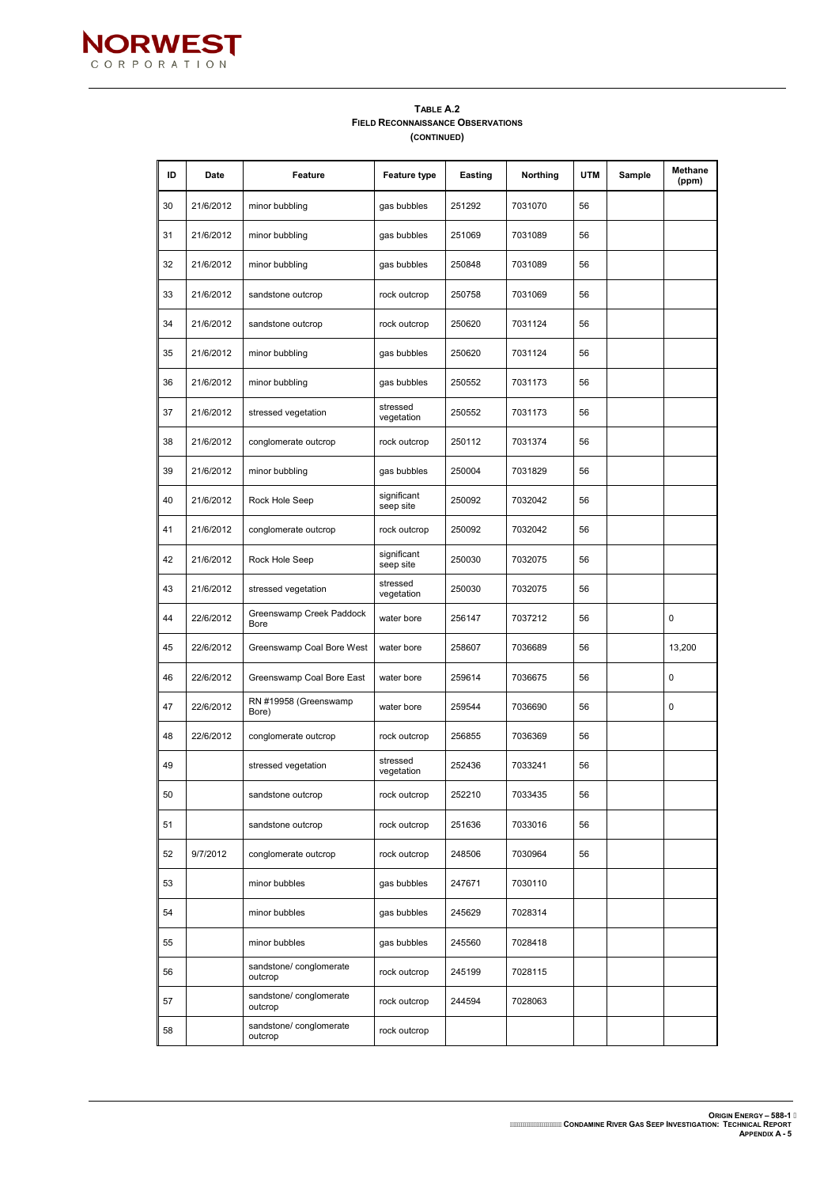**TABLE A.2**
**FIELD RECONNAISSANCE OBSERVATIONS**
**(CONTINUED)**

| ID | Date | Feature | Feature type | Easting | Northing | UTM | Sample | Methane (ppm) |
|---|---|---|---|---|---|---|---|---|
| 30 | 21/6/2012 | minor bubbling | gas bubbles | 251292 | 7031070 | 56 | | |
| 31 | 21/6/2012 | minor bubbling | gas bubbles | 251069 | 7031089 | 56 | | |
| 32 | 21/6/2012 | minor bubbling | gas bubbles | 250848 | 7031089 | 56 | | |
| 33 | 21/6/2012 | sandstone outcrop | rock outcrop | 250758 | 7031069 | 56 | | |
| 34 | 21/6/2012 | sandstone outcrop | rock outcrop | 250620 | 7031124 | 56 | | |
| 35 | 21/6/2012 | minor bubbling | gas bubbles | 250620 | 7031124 | 56 | | |
| 36 | 21/6/2012 | minor bubbling | gas bubbles | 250552 | 7031173 | 56 | | |
| 37 | 21/6/2012 | stressed vegetation | stressed vegetation | 250552 | 7031173 | 56 | | |
| 38 | 21/6/2012 | conglomerate outcrop | rock outcrop | 250112 | 7031374 | 56 | | |
| 39 | 21/6/2012 | minor bubbling | gas bubbles | 250004 | 7031829 | 56 | | |
| 40 | 21/6/2012 | Rock Hole Seep | significant seep site | 250092 | 7032042 | 56 | | |
| 41 | 21/6/2012 | conglomerate outcrop | rock outcrop | 250092 | 7032042 | 56 | | |
| 42 | 21/6/2012 | Rock Hole Seep | significant seep site | 250030 | 7032075 | 56 | | |
| 43 | 21/6/2012 | stressed vegetation | stressed vegetation | 250030 | 7032075 | 56 | | |
| 44 | 22/6/2012 | Greenswamp Creek Paddock Bore | water bore | 256147 | 7037212 | 56 | | 0 |
| 45 | 22/6/2012 | Greenswamp Coal Bore West | water bore | 258607 | 7036689 | 56 | | 13,200 |
| 46 | 22/6/2012 | Greenswamp Coal Bore East | water bore | 259614 | 7036675 | 56 | | 0 |
| 47 | 22/6/2012 | RN #19958 (Greenswamp Bore) | water bore | 259544 | 7036690 | 56 | | 0 |
| 48 | 22/6/2012 | conglomerate outcrop | rock outcrop | 256855 | 7036369 | 56 | | |
| 49 | | stressed vegetation | stressed vegetation | 252436 | 7033241 | 56 | | |
| 50 | | sandstone outcrop | rock outcrop | 252210 | 7033435 | 56 | | |
| 51 | | sandstone outcrop | rock outcrop | 251636 | 7033016 | 56 | | |
| 52 | 9/7/2012 | conglomerate outcrop | rock outcrop | 248506 | 7030964 | 56 | | |
| 53 | | minor bubbles | gas bubbles | 247671 | 7030110 | | | |
| 54 | | minor bubbles | gas bubbles | 245629 | 7028314 | | | |
| 55 | | minor bubbles | gas bubbles | 245560 | 7028418 | | | |
| 56 | | sandstone/ conglomerate outcrop | rock outcrop | 245199 | 7028115 | | | |
| 57 | | sandstone/ conglomerate outcrop | rock outcrop | 244594 | 7028063 | | | |
| 58 | | sandstone/ conglomerate outcrop | rock outcrop | | | | | |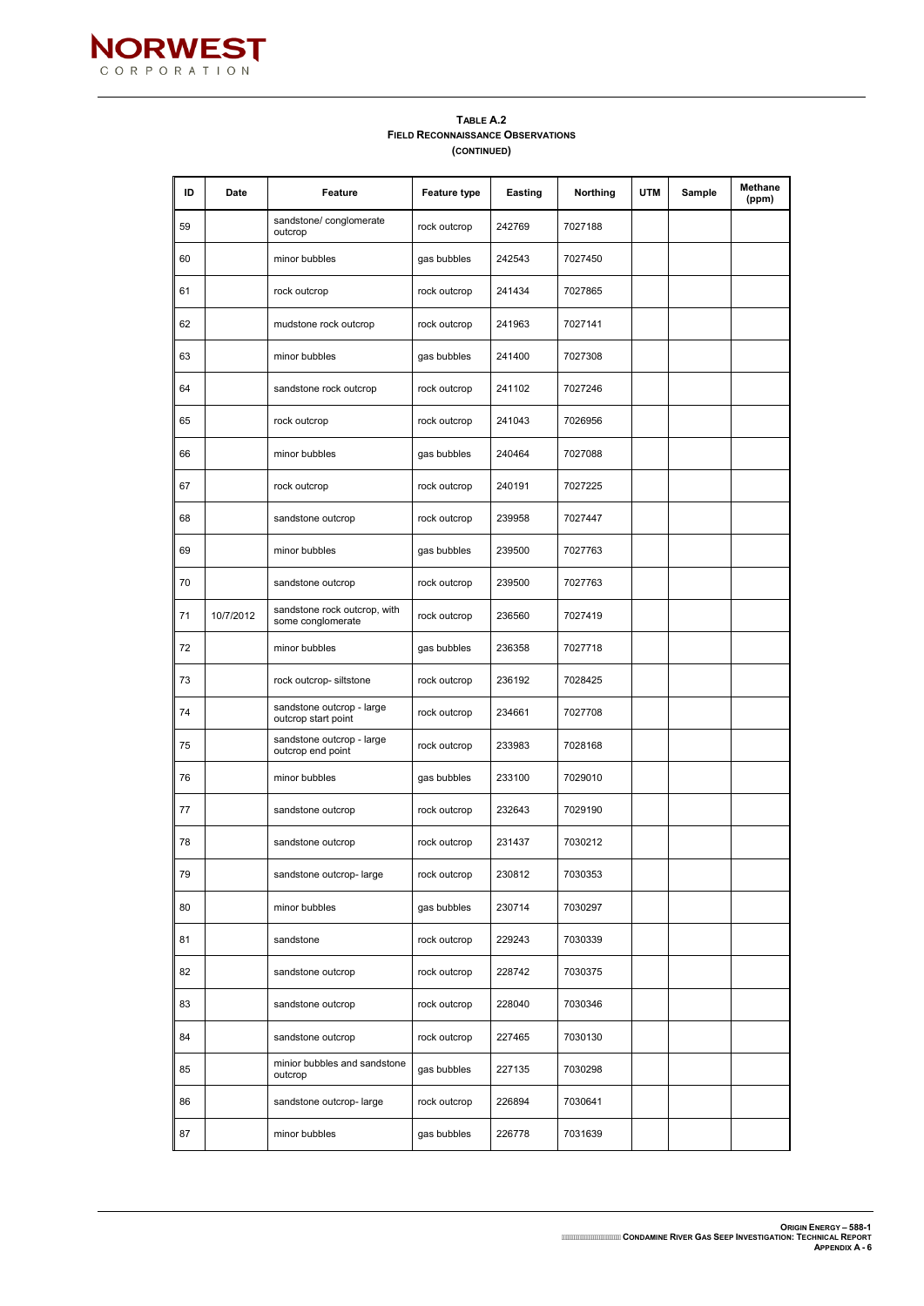**TABLE A.2**
**FIELD RECONNAISSANCE OBSERVATIONS**
**(CONTINUED)**

| ID | Date | Feature | Feature type | Easting | Northing | UTM | Sample | Methane (ppm) |
|---|---|---|---|---|---|---|---|---|
| 59 | | sandstone/ conglomerate outcrop | rock outcrop | 242769 | 7027188 | | | |
| 60 | | minor bubbles | gas bubbles | 242543 | 7027450 | | | |
| 61 | | rock outcrop | rock outcrop | 241434 | 7027865 | | | |
| 62 | | mudstone rock outcrop | rock outcrop | 241963 | 7027141 | | | |
| 63 | | minor bubbles | gas bubbles | 241400 | 7027308 | | | |
| 64 | | sandstone rock outcrop | rock outcrop | 241102 | 7027246 | | | |
| 65 | | rock outcrop | rock outcrop | 241043 | 7026956 | | | |
| 66 | | minor bubbles | gas bubbles | 240464 | 7027088 | | | |
| 67 | | rock outcrop | rock outcrop | 240191 | 7027225 | | | |
| 68 | | sandstone outcrop | rock outcrop | 239958 | 7027447 | | | |
| 69 | | minor bubbles | gas bubbles | 239500 | 7027763 | | | |
| 70 | | sandstone outcrop | rock outcrop | 239500 | 7027763 | | | |
| 71 | 10/7/2012 | sandstone rock outcrop, with some conglomerate | rock outcrop | 236560 | 7027419 | | | |
| 72 | | minor bubbles | gas bubbles | 236358 | 7027718 | | | |
| 73 | | rock outcrop- siltstone | rock outcrop | 236192 | 7028425 | | | |
| 74 | | sandstone outcrop - large outcrop start point | rock outcrop | 234661 | 7027708 | | | |
| 75 | | sandstone outcrop - large outcrop end point | rock outcrop | 233983 | 7028168 | | | |
| 76 | | minor bubbles | gas bubbles | 233100 | 7029010 | | | |
| 77 | | sandstone outcrop | rock outcrop | 232643 | 7029190 | | | |
| 78 | | sandstone outcrop | rock outcrop | 231437 | 7030212 | | | |
| 79 | | sandstone outcrop- large | rock outcrop | 230812 | 7030353 | | | |
| 80 | | minor bubbles | gas bubbles | 230714 | 7030297 | | | |
| 81 | | sandstone | rock outcrop | 229243 | 7030339 | | | |
| 82 | | sandstone outcrop | rock outcrop | 228742 | 7030375 | | | |
| 83 | | sandstone outcrop | rock outcrop | 228040 | 7030346 | | | |
| 84 | | sandstone outcrop | rock outcrop | 227465 | 7030130 | | | |
| 85 | | minior bubbles and sandstone outcrop | gas bubbles | 227135 | 7030298 | | | |
| 86 | | sandstone outcrop- large | rock outcrop | 226894 | 7030641 | | | |
| 87 | | minor bubbles | gas bubbles | 226778 | 7031639 | | | |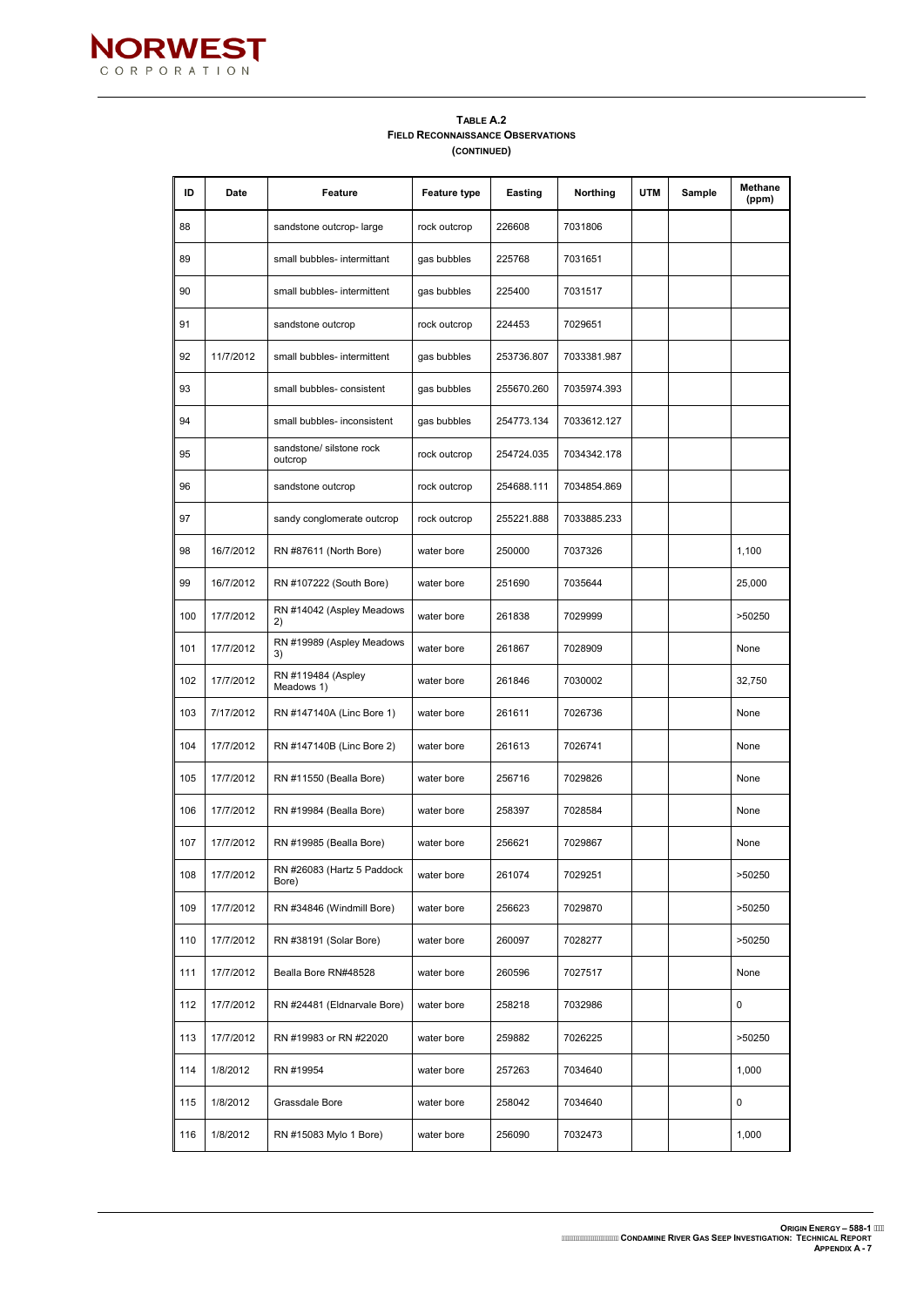**TABLE A.2**
**FIELD RECONNAISSANCE OBSERVATIONS**
**(CONTINUED)**

| ID | Date | Feature | Feature type | Easting | Northing | UTM | Sample | Methane (ppm) |
|---|---|---|---|---|---|---|---|---|
| 88 | | sandstone outcrop- large | rock outcrop | 226608 | 7031806 | | | |
| 89 | | small bubbles- intermittant | gas bubbles | 225768 | 7031651 | | | |
| 90 | | small bubbles- intermittent | gas bubbles | 225400 | 7031517 | | | |
| 91 | | sandstone outcrop | rock outcrop | 224453 | 7029651 | | | |
| 92 | 11/7/2012 | small bubbles- intermittent | gas bubbles | 253736.807 | 7033381.987 | | | |
| 93 | | small bubbles- consistent | gas bubbles | 255670.260 | 7035974.393 | | | |
| 94 | | small bubbles- inconsistent | gas bubbles | 254773.134 | 7033612.127 | | | |
| 95 | | sandstone/ silstone rock outcrop | rock outcrop | 254724.035 | 7034342.178 | | | |
| 96 | | sandstone outcrop | rock outcrop | 254688.111 | 7034854.869 | | | |
| 97 | | sandy conglomerate outcrop | rock outcrop | 255221.888 | 7033885.233 | | | |
| 98 | 16/7/2012 | RN #87611 (North Bore) | water bore | 250000 | 7037326 | | | 1,100 |
| 99 | 16/7/2012 | RN #107222 (South Bore) | water bore | 251690 | 7035644 | | | 25,000 |
| 100 | 17/7/2012 | RN #14042 (Aspley Meadows 2) | water bore | 261838 | 7029999 | | | >50250 |
| 101 | 17/7/2012 | RN #19989 (Aspley Meadows 3) | water bore | 261867 | 7028909 | | | None |
| 102 | 17/7/2012 | RN #119484 (Aspley Meadows 1) | water bore | 261846 | 7030002 | | | 32,750 |
| 103 | 7/17/2012 | RN #147140A (Linc Bore 1) | water bore | 261611 | 7026736 | | | None |
| 104 | 17/7/2012 | RN #147140B (Linc Bore 2) | water bore | 261613 | 7026741 | | | None |
| 105 | 17/7/2012 | RN #11550 (Bealla Bore) | water bore | 256716 | 7029826 | | | None |
| 106 | 17/7/2012 | RN #19984 (Bealla Bore) | water bore | 258397 | 7028584 | | | None |
| 107 | 17/7/2012 | RN #19985 (Bealla Bore) | water bore | 256621 | 7029867 | | | None |
| 108 | 17/7/2012 | RN #26083 (Hartz 5 Paddock Bore) | water bore | 261074 | 7029251 | | | >50250 |
| 109 | 17/7/2012 | RN #34846 (Windmill Bore) | water bore | 256623 | 7029870 | | | >50250 |
| 110 | 17/7/2012 | RN #38191 (Solar Bore) | water bore | 260097 | 7028277 | | | >50250 |
| 111 | 17/7/2012 | Bealla Bore RN#48528 | water bore | 260596 | 7027517 | | | None |
| 112 | 17/7/2012 | RN #24481 (Eldnarvale Bore) | water bore | 258218 | 7032986 | | | 0 |
| 113 | 17/7/2012 | RN #19983 or RN #22020 | water bore | 259882 | 7026225 | | | >50250 |
| 114 | 1/8/2012 | RN #19954 | water bore | 257263 | 7034640 | | | 1,000 |
| 115 | 1/8/2012 | Grassdale Bore | water bore | 258042 | 7034640 | | | 0 |
| 116 | 1/8/2012 | RN #15083 Mylo 1 Bore) | water bore | 256090 | 7032473 | | | 1,000 |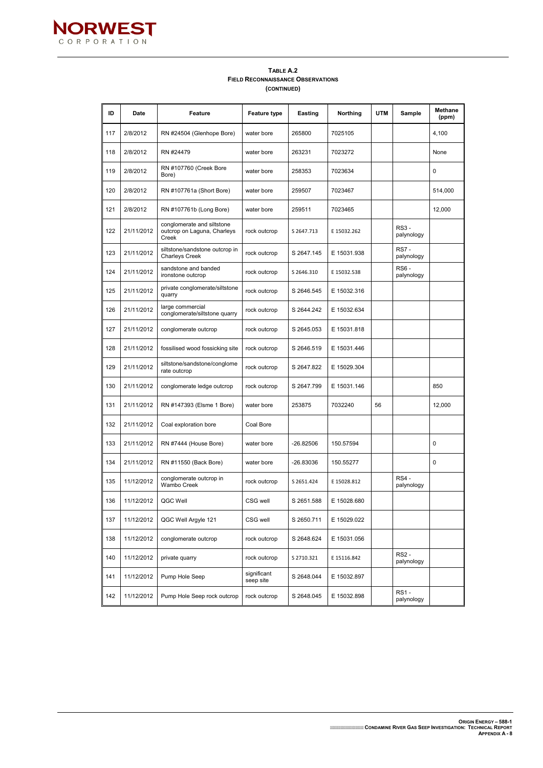**Table A.2**
**Field Reconnaissance Observations**
**(continued)**

| ID | Date | Feature | Feature type | Easting | Northing | UTM | Sample | Methane (ppm) |
|---|---|---|---|---|---|---|---|---|
| 117 | 2/8/2012 | RN #24504 (Glenhope Bore) | water bore | 265800 | 7025105 | | | 4,100 |
| 118 | 2/8/2012 | RN #24479 | water bore | 263231 | 7023272 | | | None |
| 119 | 2/8/2012 | RN #107760 (Creek Bore Bore) | water bore | 258353 | 7023634 | | | 0 |
| 120 | 2/8/2012 | RN #107761a (Short Bore) | water bore | 259507 | 7023467 | | | 514,000 |
| 121 | 2/8/2012 | RN #107761b (Long Bore) | water bore | 259511 | 7023465 | | | 12,000 |
| 122 | 21/11/2012 | conglomerate and siltstone outcrop on Laguna, Charleys Creek | rock outcrop | S 2647.713 | E 15032.262 | | RS3 - palynology | |
| 123 | 21/11/2012 | siltstone/sandstone outcrop in Charleys Creek | rock outcrop | S 2647.145 | E 15031.938 | | RS7 - palynology | |
| 124 | 21/11/2012 | sandstone and banded ironstone outcrop | rock outcrop | S 2646.310 | E 15032.538 | | RS6 - palynology | |
| 125 | 21/11/2012 | private conglomerate/siltstone quarry | rock outcrop | S 2646.545 | E 15032.316 | | | |
| 126 | 21/11/2012 | large commercial conglomerate/siltstone quarry | rock outcrop | S 2644.242 | E 15032.634 | | | |
| 127 | 21/11/2012 | conglomerate outcrop | rock outcrop | S 2645.053 | E 15031.818 | | | |
| 128 | 21/11/2012 | fossilised wood fossicking site | rock outcrop | S 2646.519 | E 15031.446 | | | |
| 129 | 21/11/2012 | siltstone/sandstone/conglomerate outcrop | rock outcrop | S 2647.822 | E 15029.304 | | | |
| 130 | 21/11/2012 | conglomerate ledge outcrop | rock outcrop | S 2647.799 | E 15031.146 | | | 850 |
| 131 | 21/11/2012 | RN #147393 (Elsme 1 Bore) | water bore | 253875 | 7032240 | 56 | | 12,000 |
| 132 | 21/11/2012 | Coal exploration bore | Coal Bore | | | | | |
| 133 | 21/11/2012 | RN #7444 (House Bore) | water bore | -26.82506 | 150.57594 | | | 0 |
| 134 | 21/11/2012 | RN #11550 (Back Bore) | water bore | -26.83036 | 150.55277 | | | 0 |
| 135 | 11/12/2012 | conglomerate outcrop in Wambo Creek | rock outcrop | S 2651.424 | E 15028.812 | | RS4 - palynology | |
| 136 | 11/12/2012 | QGC Well | CSG well | S 2651.588 | E 15028.680 | | | |
| 137 | 11/12/2012 | QGC Well Argyle 121 | CSG well | S 2650.711 | E 15029.022 | | | |
| 138 | 11/12/2012 | conglomerate outcrop | rock outcrop | S 2648.624 | E 15031.056 | | | |
| 140 | 11/12/2012 | private quarry | rock outcrop | S 2710.321 | E 15116.842 | | RS2 - palynology | |
| 141 | 11/12/2012 | Pump Hole Seep | significant seep site | S 2648.044 | E 15032.897 | | | |
| 142 | 11/12/2012 | Pump Hole Seep rock outcrop | rock outcrop | S 2648.045 | E 15032.898 | | RS1 - palynology | |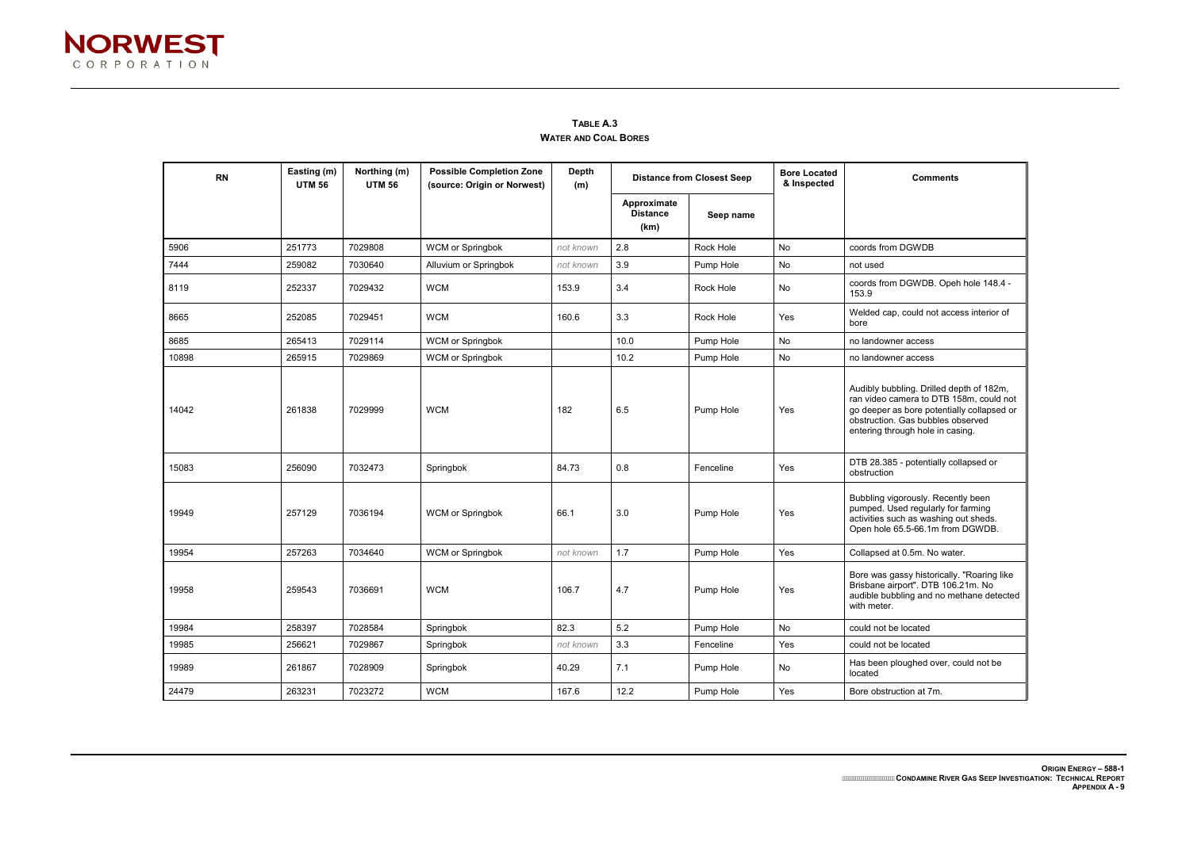**TABLE A.3**
**WATER AND COAL BORES**

| RN | Easting (m) UTM 56 | Northing (m) UTM 56 | Possible Completion Zone (source: Origin or Norwest) | Depth (m) | Distance from Closest Seep | | Bore Located & Inspected | Comments |
|---|---|---|---|---|---|---|---|---|
| | | | | | Approximate Distance (km) | Seep name | | |
| 5906 | 251773 | 7029808 | WCM or Springbok | *not known* | 2.8 | Rock Hole | No | coords from DGWDB |
| 7444 | 259082 | 7030640 | Alluvium or Springbok | *not known* | 3.9 | Pump Hole | No | not used |
| 8119 | 252337 | 7029432 | WCM | 153.9 | 3.4 | Rock Hole | No | coords from DGWDB. Opeh hole 148.4 - 153.9 |
| 8665 | 252085 | 7029451 | WCM | 160.6 | 3.3 | Rock Hole | Yes | Welded cap, could not access interior of bore |
| 8685 | 265413 | 7029114 | WCM or Springbok | | 10.0 | Pump Hole | No | no landowner access |
| 10898 | 265915 | 7029869 | WCM or Springbok | | 10.2 | Pump Hole | No | no landowner access |
| 14042 | 261838 | 7029999 | WCM | 182 | 6.5 | Pump Hole | Yes | Audibly bubbling. Drilled depth of 182m, ran video camera to DTB 158m, could not go deeper as bore potentially collapsed or obstruction. Gas bubbles observed entering through hole in casing. |
| 15083 | 256090 | 7032473 | Springbok | 84.73 | 0.8 | Fenceline | Yes | DTB 28.385 - potentially collapsed or obstruction |
| 19949 | 257129 | 7036194 | WCM or Springbok | 66.1 | 3.0 | Pump Hole | Yes | Bubbling vigorously. Recently been pumped. Used regularly for farming activities such as washing out sheds. Open hole 65.5-66.1m from DGWDB. |
| 19954 | 257263 | 7034640 | WCM or Springbok | *not known* | 1.7 | Pump Hole | Yes | Collapsed at 0.5m. No water. |
| 19958 | 259543 | 7036691 | WCM | 106.7 | 4.7 | Pump Hole | Yes | Bore was gassy historically. "Roaring like Brisbane airport". DTB 106.21m. No audible bubbling and no methane detected with meter. |
| 19984 | 258397 | 7028584 | Springbok | 82.3 | 5.2 | Pump Hole | No | could not be located |
| 19985 | 256621 | 7029867 | Springbok | *not known* | 3.3 | Fenceline | Yes | could not be located |
| 19989 | 261867 | 7028909 | Springbok | 40.29 | 7.1 | Pump Hole | No | Has been ploughed over, could not be located |
| 24479 | 263231 | 7023272 | WCM | 167.6 | 12.2 | Pump Hole | Yes | Bore obstruction at 7m. |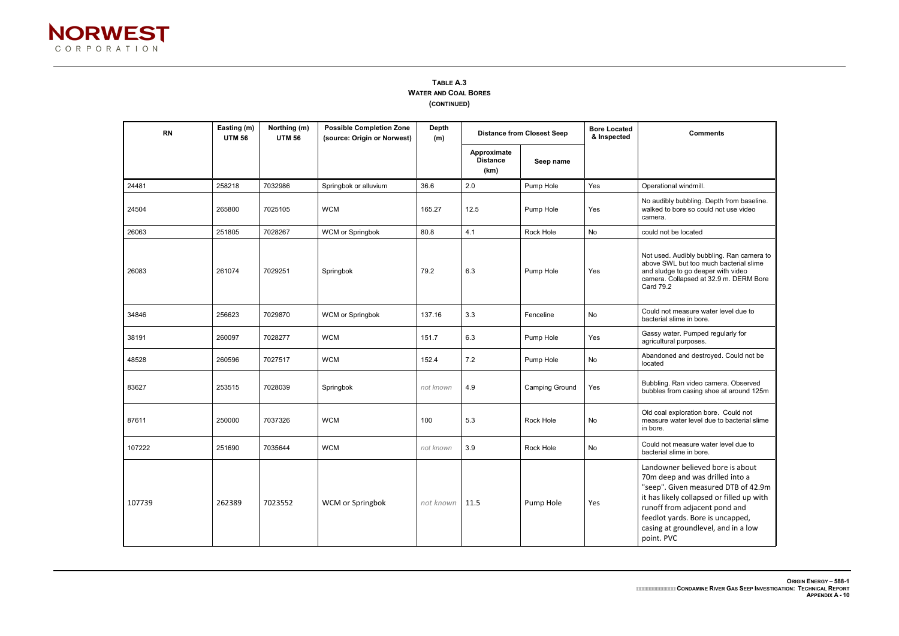**TABLE A.3**
**WATER AND COAL BORES**
**(CONTINUED)**

| RN | Easting (m) UTM 56 | Northing (m) UTM 56 | Possible Completion Zone (source: Origin or Norwest) | Depth (m) | Distance from Closest Seep | | Bore Located & Inspected | Comments |
|---|---|---|---|---|---|---|---|---|
| | | | | | Approximate Distance (km) | Seep name | | |
| 24481 | 258218 | 7032986 | Springbok or alluvium | 36.6 | 2.0 | Pump Hole | Yes | Operational windmill. |
| 24504 | 265800 | 7025105 | WCM | 165.27 | 12.5 | Pump Hole | Yes | No audibly bubbling. Depth from baseline. walked to bore so could not use video camera. |
| 26063 | 251805 | 7028267 | WCM or Springbok | 80.8 | 4.1 | Rock Hole | No | could not be located |
| 26083 | 261074 | 7029251 | Springbok | 79.2 | 6.3 | Pump Hole | Yes | Not used. Audibly bubbling. Ran camera to above SWL but too much bacterial slime and sludge to go deeper with video camera. Collapsed at 32.9 m. DERM Bore Card 79.2 |
| 34846 | 256623 | 7029870 | WCM or Springbok | 137.16 | 3.3 | Fenceline | No | Could not measure water level due to bacterial slime in bore. |
| 38191 | 260097 | 7028277 | WCM | 151.7 | 6.3 | Pump Hole | Yes | Gassy water. Pumped regularly for agricultural purposes. |
| 48528 | 260596 | 7027517 | WCM | 152.4 | 7.2 | Pump Hole | No | Abandoned and destroyed. Could not be located |
| 83627 | 253515 | 7028039 | Springbok | *not known* | 4.9 | Camping Ground | Yes | Bubbling. Ran video camera. Observed bubbles from casing shoe at around 125m |
| 87611 | 250000 | 7037326 | WCM | 100 | 5.3 | Rock Hole | No | Old coal exploration bore. Could not measure water level due to bacterial slime in bore. |
| 107222 | 251690 | 7035644 | WCM | *not known* | 3.9 | Rock Hole | No | Could not measure water level due to bacterial slime in bore. |
| 107739 | 262389 | 7023552 | WCM or Springbok | *not known* | 11.5 | Pump Hole | Yes | Landowner believed bore is about 70m deep and was drilled into a "seep". Given measured DTB of 42.9m it has likely collapsed or filled up with runoff from adjacent pond and feedlot yards. Bore is uncapped, casing at groundlevel, and in a low point. PVC |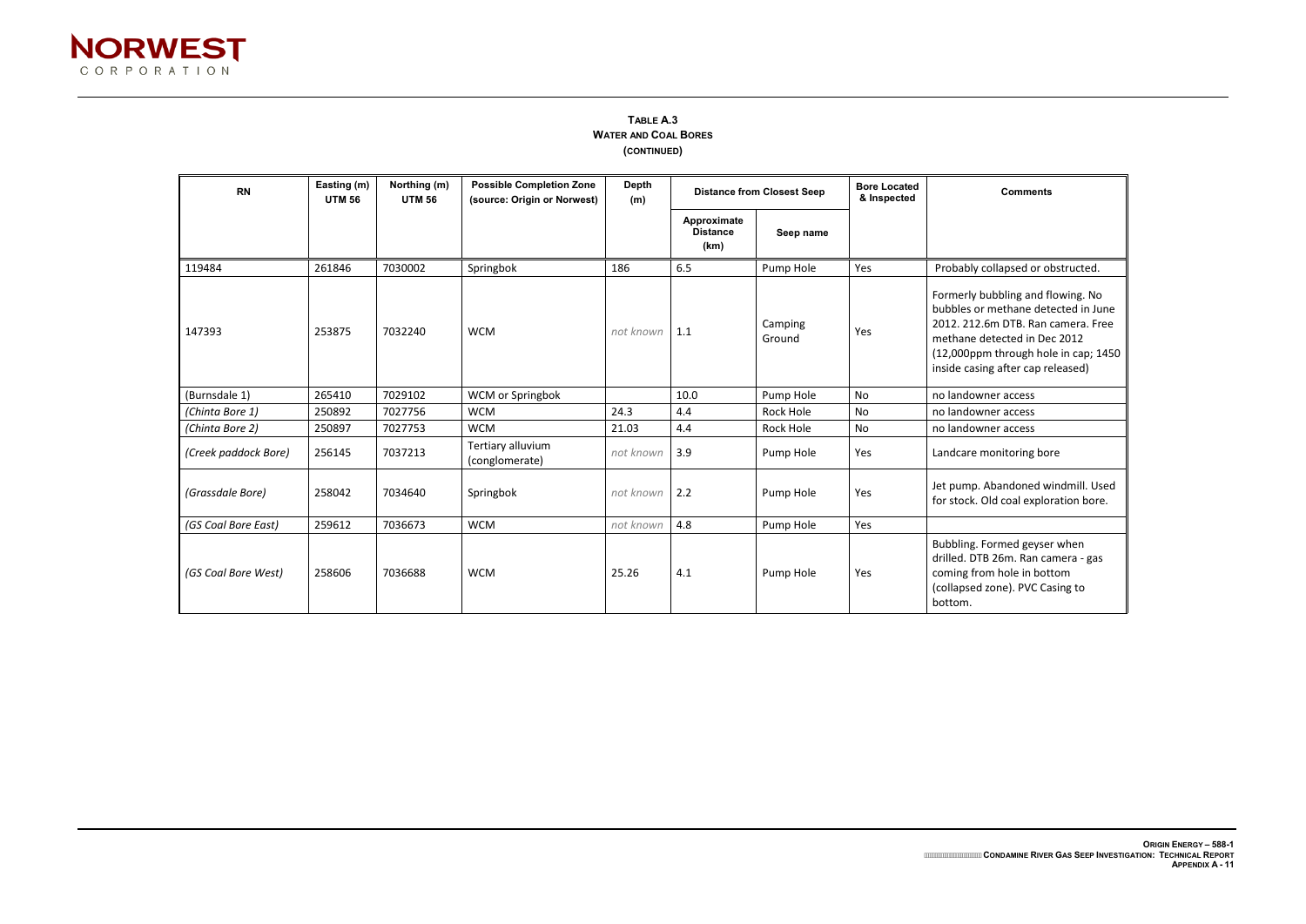**Table A.3**
**Water and Coal Bores**
**(continued)**

| RN | Easting (m) UTM 56 | Northing (m) UTM 56 | Possible Completion Zone (source: Origin or Norwest) | Depth (m) | Distance from Closest Seep | | Bore Located & Inspected | Comments |
|---|---|---|---|---|---|---|---|---|
| | | | | | Approximate Distance (km) | Seep name | | |
| 119484 | 261846 | 7030002 | Springbok | 186 | 6.5 | Pump Hole | Yes | Probably collapsed or obstructed. |
| 147393 | 253875 | 7032240 | WCM | *not known* | 1.1 | Camping Ground | Yes | Formerly bubbling and flowing. No bubbles or methane detected in June 2012. 212.6m DTB. Ran camera. Free methane detected in Dec 2012 (12,000ppm through hole in cap; 1450 inside casing after cap released) |
| (Burnsdale 1) | 265410 | 7029102 | WCM or Springbok | | 10.0 | Pump Hole | No | no landowner access |
| *(Chinta Bore 1)* | 250892 | 7027756 | WCM | 24.3 | 4.4 | Rock Hole | No | no landowner access |
| *(Chinta Bore 2)* | 250897 | 7027753 | WCM | 21.03 | 4.4 | Rock Hole | No | no landowner access |
| *(Creek paddock Bore)* | 256145 | 7037213 | Tertiary alluvium (conglomerate) | *not known* | 3.9 | Pump Hole | Yes | Landcare monitoring bore |
| *(Grassdale Bore)* | 258042 | 7034640 | Springbok | *not known* | 2.2 | Pump Hole | Yes | Jet pump. Abandoned windmill. Used for stock. Old coal exploration bore. |
| *(GS Coal Bore East)* | 259612 | 7036673 | WCM | *not known* | 4.8 | Pump Hole | Yes | |
| *(GS Coal Bore West)* | 258606 | 7036688 | WCM | 25.26 | 4.1 | Pump Hole | Yes | Bubbling. Formed geyser when drilled. DTB 26m. Ran camera - gas coming from hole in bottom (collapsed zone). PVC Casing to bottom. |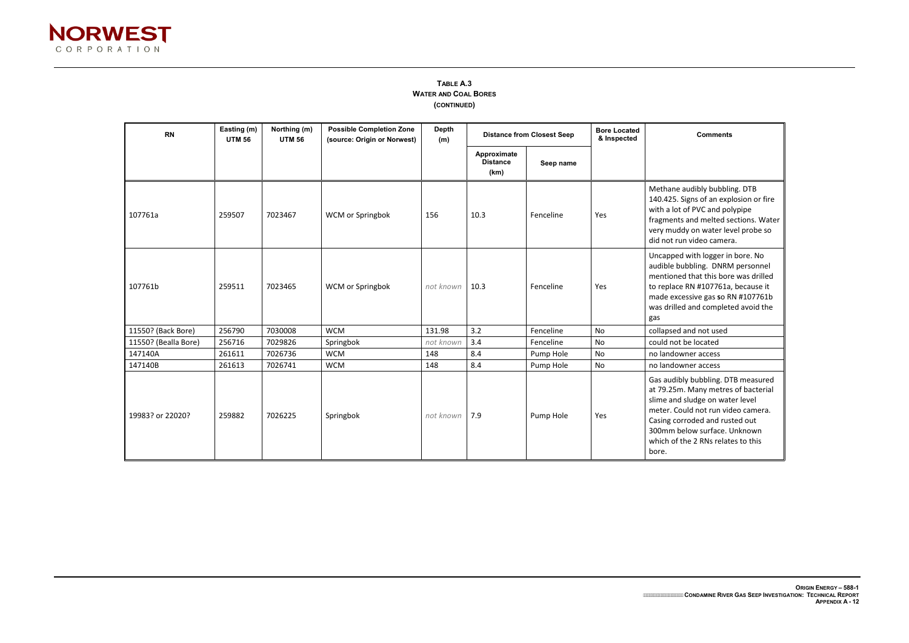**TABLE A.3**
**WATER AND COAL BORES**
**(CONTINUED)**

| RN | Easting (m) UTM 56 | Northing (m) UTM 56 | Possible Completion Zone (source: Origin or Norwest) | Depth (m) | Distance from Closest Seep | | Bore Located & Inspected | Comments |
|---|---|---|---|---|---|---|---|---|
| | | | | | Approximate Distance (km) | Seep name | | |
| 107761a | 259507 | 7023467 | WCM or Springbok | 156 | 10.3 | Fenceline | Yes | Methane audibly bubbling. DTB 140.425. Signs of an explosion or fire with a lot of PVC and polypipe fragments and melted sections. Water very muddy on water level probe so did not run video camera. |
| 107761b | 259511 | 7023465 | WCM or Springbok | *not known* | 10.3 | Fenceline | Yes | Uncapped with logger in bore. No audible bubbling. DNRM personnel mentioned that this bore was drilled to replace RN #107761a, because it made excessive gas so RN #107761b was drilled and completed avoid the gas |
| 11550? (Back Bore) | 256790 | 7030008 | WCM | 131.98 | 3.2 | Fenceline | No | collapsed and not used |
| 11550? (Bealla Bore) | 256716 | 7029826 | Springbok | *not known* | 3.4 | Fenceline | No | could not be located |
| 147140A | 261611 | 7026736 | WCM | 148 | 8.4 | Pump Hole | No | no landowner access |
| 147140B | 261613 | 7026741 | WCM | 148 | 8.4 | Pump Hole | No | no landowner access |
| 19983? or 22020? | 259882 | 7026225 | Springbok | *not known* | 7.9 | Pump Hole | Yes | Gas audibly bubbling. DTB measured at 79.25m. Many metres of bacterial slime and sludge on water level meter. Could not run video camera. Casing corroded and rusted out 300mm below surface. Unknown which of the 2 RNs relates to this bore. |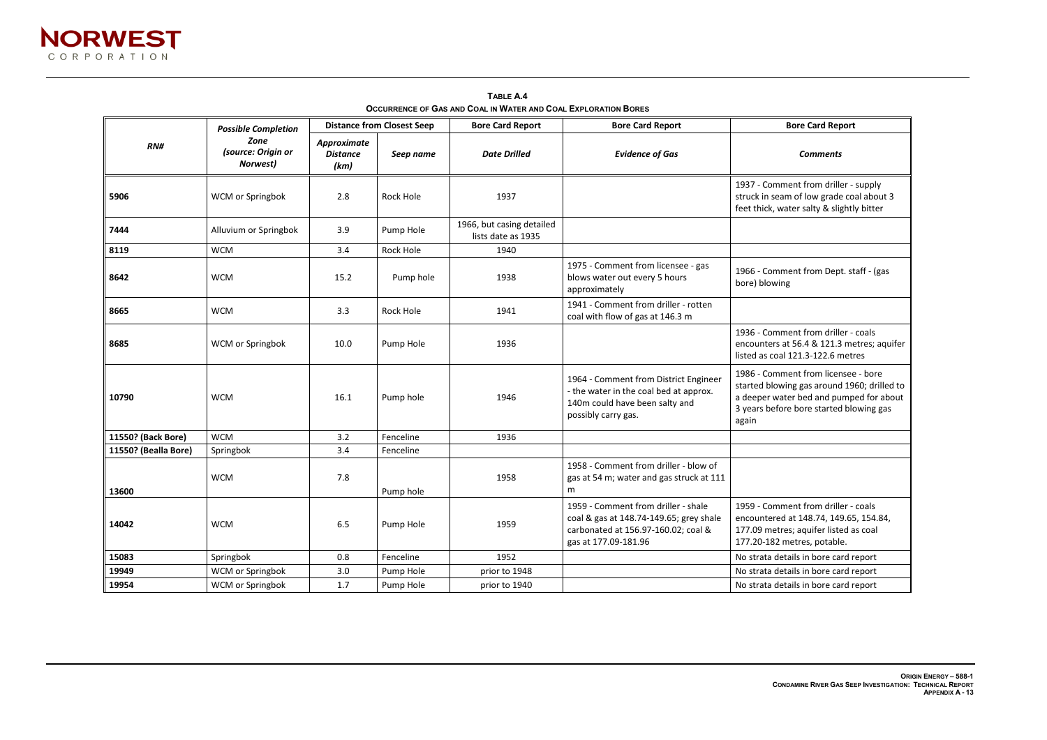**TABLE A.4**
**OCCURRENCE OF GAS AND COAL IN WATER AND COAL EXPLORATION BORES**

| RN# | Possible Completion Zone (source: Origin or Norwest) | Distance from Closest Seep | | Bore Card Report | Bore Card Report | Bore Card Report |
|---|---|---|---|---|---|---|
| | | *Approximate Distance (km)* | *Seep name* | *Date Drilled* | *Evidence of Gas* | *Comments* |
| **5906** | WCM or Springbok | 2.8 | Rock Hole | 1937 | | 1937 - Comment from driller - supply struck in seam of low grade coal about 3 feet thick, water salty & slightly bitter |
| **7444** | Alluvium or Springbok | 3.9 | Pump Hole | 1966, but casing detailed lists date as 1935 | | |
| **8119** | WCM | 3.4 | Rock Hole | 1940 | | |
| **8642** | WCM | 15.2 | Pump hole | 1938 | 1975 - Comment from licensee - gas blows water out every 5 hours approximately | 1966 - Comment from Dept. staff - (gas bore) blowing |
| **8665** | WCM | 3.3 | Rock Hole | 1941 | 1941 - Comment from driller - rotten coal with flow of gas at 146.3 m | |
| **8685** | WCM or Springbok | 10.0 | Pump Hole | 1936 | | 1936 - Comment from driller - coals encounters at 56.4 & 121.3 metres; aquifer listed as coal 121.3-122.6 metres |
| **10790** | WCM | 16.1 | Pump hole | 1946 | 1964 - Comment from District Engineer - the water in the coal bed at approx. 140m could have been salty and possibly carry gas. | 1986 - Comment from licensee - bore started blowing gas around 1960; drilled to a deeper water bed and pumped for about 3 years before bore started blowing gas again |
| **11550? (Back Bore)** | WCM | 3.2 | Fenceline | 1936 | | |
| **11550? (Bealla Bore)** | Springbok | 3.4 | Fenceline | | | |
| **13600** | WCM | 7.8 | Pump hole | 1958 | 1958 - Comment from driller - blow of gas at 54 m; water and gas struck at 111 m | |
| **14042** | WCM | 6.5 | Pump Hole | 1959 | 1959 - Comment from driller - shale coal & gas at 148.74-149.65; grey shale carbonated at 156.97-160.02; coal & gas at 177.09-181.96 | 1959 - Comment from driller - coals encountered at 148.74, 149.65, 154.84, 177.09 metres; aquifer listed as coal 177.20-182 metres, potable. |
| **15083** | Springbok | 0.8 | Fenceline | 1952 | | No strata details in bore card report |
| **19949** | WCM or Springbok | 3.0 | Pump Hole | prior to 1948 | | No strata details in bore card report |
| **19954** | WCM or Springbok | 1.7 | Pump Hole | prior to 1940 | | No strata details in bore card report |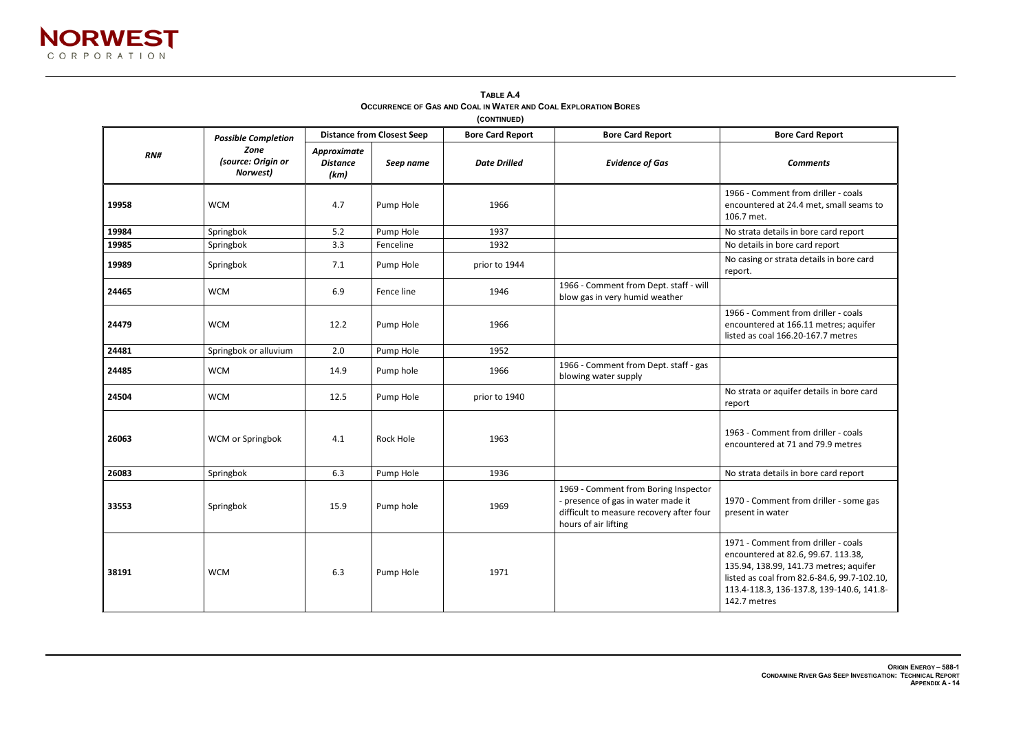**Table A.4**
**Occurrence of Gas and Coal in Water and Coal Exploration Bores**
**(continued)**

| RN# | Possible Completion Zone (source: Origin or Norwest) | Distance from Closest Seep | | Bore Card Report | Bore Card Report | Bore Card Report |
|---|---|---|---|---|---|---|
| | | Approximate Distance (km) | Seep name | Date Drilled | Evidence of Gas | Comments |
| 19958 | WCM | 4.7 | Pump Hole | 1966 | | 1966 - Comment from driller - coals encountered at 24.4 met, small seams to 106.7 met. |
| 19984 | Springbok | 5.2 | Pump Hole | 1937 | | No strata details in bore card report |
| 19985 | Springbok | 3.3 | Fenceline | 1932 | | No details in bore card report |
| 19989 | Springbok | 7.1 | Pump Hole | prior to 1944 | | No casing or strata details in bore card report. |
| 24465 | WCM | 6.9 | Fence line | 1946 | 1966 - Comment from Dept. staff - will blow gas in very humid weather | |
| 24479 | WCM | 12.2 | Pump Hole | 1966 | | 1966 - Comment from driller - coals encountered at 166.11 metres; aquifer listed as coal 166.20-167.7 metres |
| 24481 | Springbok or alluvium | 2.0 | Pump Hole | 1952 | | |
| 24485 | WCM | 14.9 | Pump hole | 1966 | 1966 - Comment from Dept. staff - gas blowing water supply | |
| 24504 | WCM | 12.5 | Pump Hole | prior to 1940 | | No strata or aquifer details in bore card report |
| 26063 | WCM or Springbok | 4.1 | Rock Hole | 1963 | | 1963 - Comment from driller - coals encountered at 71 and 79.9 metres |
| 26083 | Springbok | 6.3 | Pump Hole | 1936 | | No strata details in bore card report |
| 33553 | Springbok | 15.9 | Pump hole | 1969 | 1969 - Comment from Boring Inspector - presence of gas in water made it difficult to measure recovery after four hours of air lifting | 1970 - Comment from driller - some gas present in water |
| 38191 | WCM | 6.3 | Pump Hole | 1971 | | 1971 - Comment from driller - coals encountered at 82.6, 99.67. 113.38, 135.94, 138.99, 141.73 metres; aquifer listed as coal from 82.6-84.6, 99.7-102.10, 113.4-118.3, 136-137.8, 139-140.6, 141.8-142.7 metres |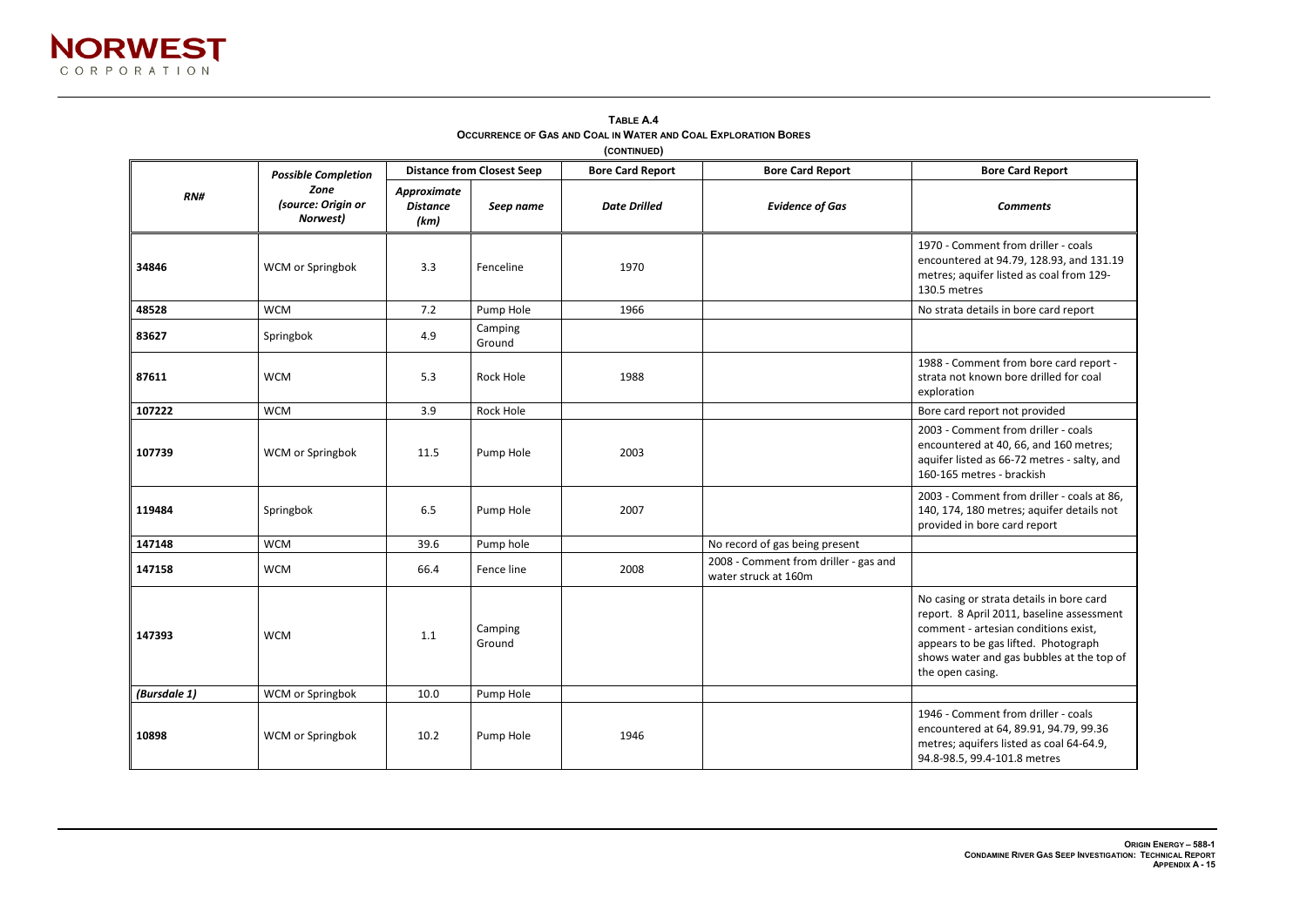**TABLE A.4**
**OCCURRENCE OF GAS AND COAL IN WATER AND COAL EXPLORATION BORES**
**(CONTINUED)**

| RN# | Possible Completion Zone (source: Origin or Norwest) | Distance from Closest Seep | | Bore Card Report | Bore Card Report | Bore Card Report |
|---|---|---|---|---|---|---|
| | | Approximate Distance (km) | Seep name | Date Drilled | Evidence of Gas | Comments |
| **34846** | WCM or Springbok | 3.3 | Fenceline | 1970 | | 1970 - Comment from driller - coals encountered at 94.79, 128.93, and 131.19 metres; aquifer listed as coal from 129-130.5 metres |
| **48528** | WCM | 7.2 | Pump Hole | 1966 | | No strata details in bore card report |
| **83627** | Springbok | 4.9 | Camping Ground | | | |
| **87611** | WCM | 5.3 | Rock Hole | 1988 | | 1988 - Comment from bore card report - strata not known bore drilled for coal exploration |
| **107222** | WCM | 3.9 | Rock Hole | | | Bore card report not provided |
| **107739** | WCM or Springbok | 11.5 | Pump Hole | 2003 | | 2003 - Comment from driller - coals encountered at 40, 66, and 160 metres; aquifer listed as 66-72 metres - salty, and 160-165 metres - brackish |
| **119484** | Springbok | 6.5 | Pump Hole | 2007 | | 2003 - Comment from driller - coals at 86, 140, 174, 180 metres; aquifer details not provided in bore card report |
| **147148** | WCM | 39.6 | Pump hole | | No record of gas being present | |
| **147158** | WCM | 66.4 | Fence line | 2008 | 2008 - Comment from driller - gas and water struck at 160m | |
| **147393** | WCM | 1.1 | Camping Ground | | | No casing or strata details in bore card report. 8 April 2011, baseline assessment comment - artesian conditions exist, appears to be gas lifted. Photograph shows water and gas bubbles at the top of the open casing. |
| ***(Bursdale 1)*** | WCM or Springbok | 10.0 | Pump Hole | | | |
| **10898** | WCM or Springbok | 10.2 | Pump Hole | 1946 | | 1946 - Comment from driller - coals encountered at 64, 89.91, 94.79, 99.36 metres; aquifers listed as coal 64-64.9, 94.8-98.5, 99.4-101.8 metres |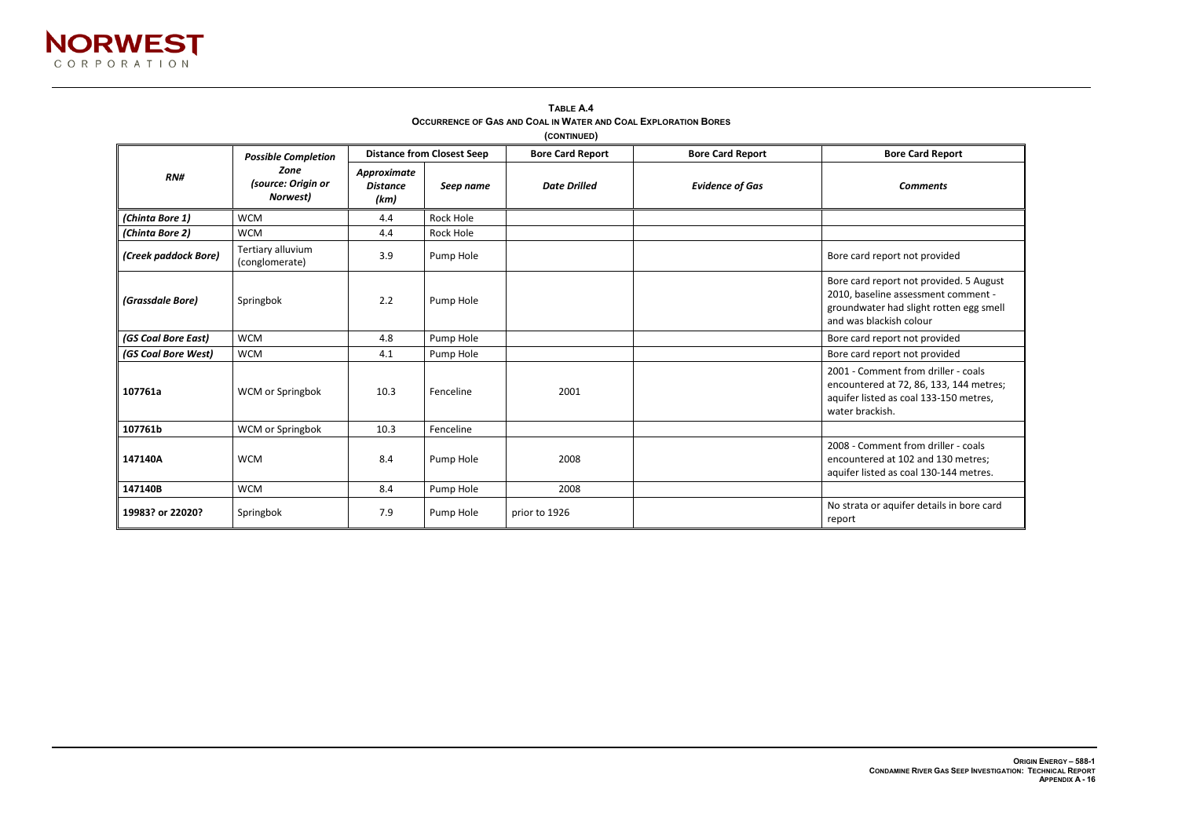**TABLE A.4**
**OCCURRENCE OF GAS AND COAL IN WATER AND COAL EXPLORATION BORES**
**(CONTINUED)**

| RN# | Possible Completion Zone (source: Origin or Norwest) | Distance from Closest Seep | | Bore Card Report | Bore Card Report | Bore Card Report |
|---|---|---|---|---|---|---|
| | | Approximate Distance (km) | Seep name | Date Drilled | Evidence of Gas | Comments |
| *(Chinta Bore 1)* | WCM | 4.4 | Rock Hole | | | |
| *(Chinta Bore 2)* | WCM | 4.4 | Rock Hole | | | |
| *(Creek paddock Bore)* | Tertiary alluvium (conglomerate) | 3.9 | Pump Hole | | | Bore card report not provided |
| *(Grassdale Bore)* | Springbok | 2.2 | Pump Hole | | | Bore card report not provided. 5 August 2010, baseline assessment comment - groundwater had slight rotten egg smell and was blackish colour |
| *(GS Coal Bore East)* | WCM | 4.8 | Pump Hole | | | Bore card report not provided |
| *(GS Coal Bore West)* | WCM | 4.1 | Pump Hole | | | Bore card report not provided |
| **107761a** | WCM or Springbok | 10.3 | Fenceline | 2001 | | 2001 - Comment from driller - coals encountered at 72, 86, 133, 144 metres; aquifer listed as coal 133-150 metres, water brackish. |
| **107761b** | WCM or Springbok | 10.3 | Fenceline | | | |
| **147140A** | WCM | 8.4 | Pump Hole | 2008 | | 2008 - Comment from driller - coals encountered at 102 and 130 metres; aquifer listed as coal 130-144 metres. |
| **147140B** | WCM | 8.4 | Pump Hole | 2008 | | |
| **19983? or 22020?** | Springbok | 7.9 | Pump Hole | prior to 1926 | | No strata or aquifer details in bore card report |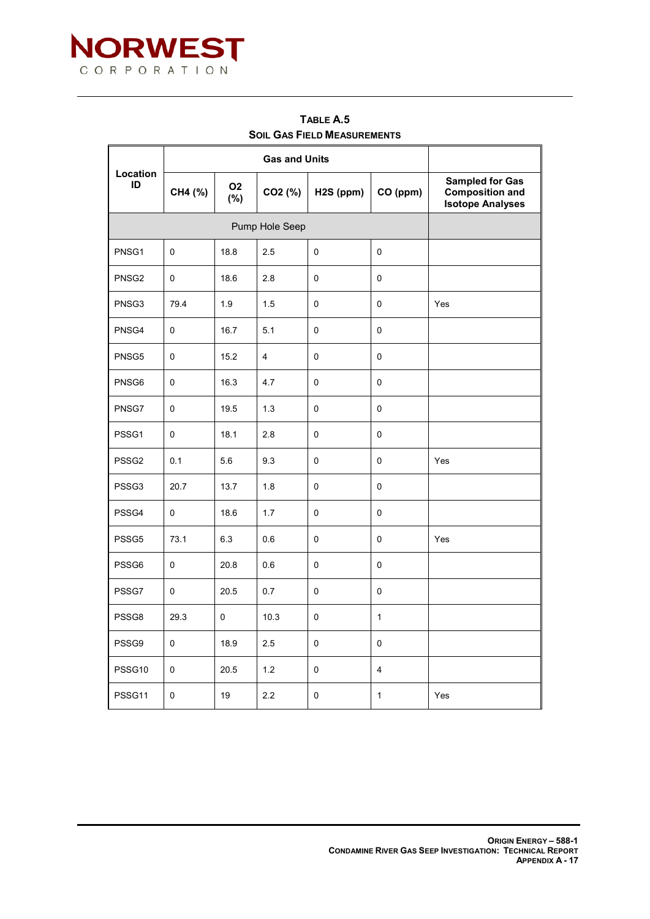**Table A.5**
**Soil Gas Field Measurements**

| Location ID | Gas and Units | | | | | |
|---|---|---|---|---|---|---|
| | CH4 (%) | O2 (%) | CO2 (%) | H2S (ppm) | CO (ppm) | Sampled for Gas Composition and Isotope Analyses |
| Pump Hole Seep | | | | | | |
| PNSG1 | 0 | 18.8 | 2.5 | 0 | 0 | |
| PNSG2 | 0 | 18.6 | 2.8 | 0 | 0 | |
| PNSG3 | 79.4 | 1.9 | 1.5 | 0 | 0 | Yes |
| PNSG4 | 0 | 16.7 | 5.1 | 0 | 0 | |
| PNSG5 | 0 | 15.2 | 4 | 0 | 0 | |
| PNSG6 | 0 | 16.3 | 4.7 | 0 | 0 | |
| PNSG7 | 0 | 19.5 | 1.3 | 0 | 0 | |
| PSSG1 | 0 | 18.1 | 2.8 | 0 | 0 | |
| PSSG2 | 0.1 | 5.6 | 9.3 | 0 | 0 | Yes |
| PSSG3 | 20.7 | 13.7 | 1.8 | 0 | 0 | |
| PSSG4 | 0 | 18.6 | 1.7 | 0 | 0 | |
| PSSG5 | 73.1 | 6.3 | 0.6 | 0 | 0 | Yes |
| PSSG6 | 0 | 20.8 | 0.6 | 0 | 0 | |
| PSSG7 | 0 | 20.5 | 0.7 | 0 | 0 | |
| PSSG8 | 29.3 | 0 | 10.3 | 0 | 1 | |
| PSSG9 | 0 | 18.9 | 2.5 | 0 | 0 | |
| PSSG10 | 0 | 20.5 | 1.2 | 0 | 4 | |
| PSSG11 | 0 | 19 | 2.2 | 0 | 1 | Yes |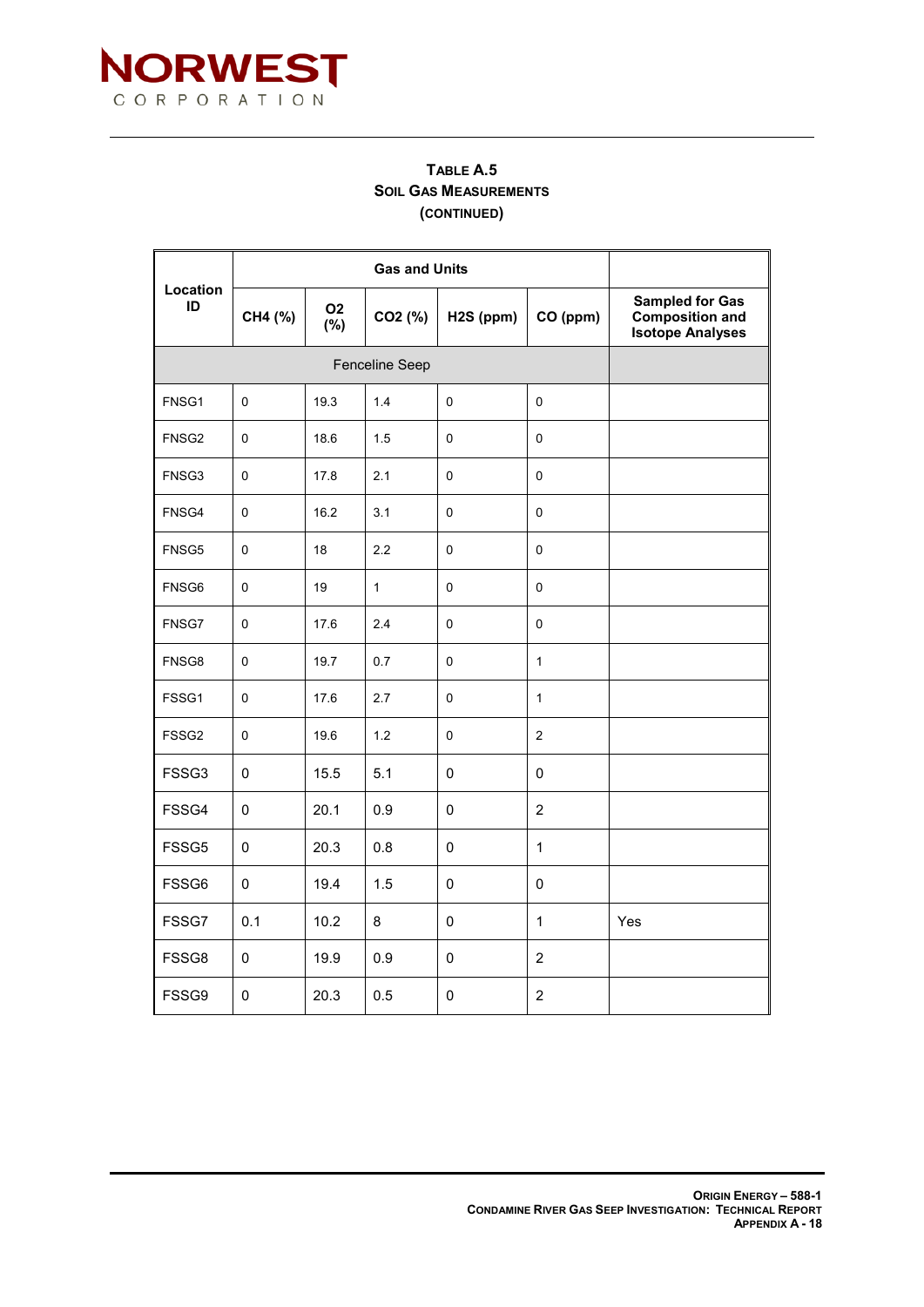**TABLE A.5**
**SOIL GAS MEASUREMENTS**
**(CONTINUED)**

| Location ID | Gas and Units | | | | | Sampled for Gas Composition and Isotope Analyses |
|---|---|---|---|---|---|---|
| | CH4 (%) | O2 (%) | CO2 (%) | H2S (ppm) | CO (ppm) | |
| Fenceline Seep | | | | | | |
| FNSG1 | 0 | 19.3 | 1.4 | 0 | 0 | |
| FNSG2 | 0 | 18.6 | 1.5 | 0 | 0 | |
| FNSG3 | 0 | 17.8 | 2.1 | 0 | 0 | |
| FNSG4 | 0 | 16.2 | 3.1 | 0 | 0 | |
| FNSG5 | 0 | 18 | 2.2 | 0 | 0 | |
| FNSG6 | 0 | 19 | 1 | 0 | 0 | |
| FNSG7 | 0 | 17.6 | 2.4 | 0 | 0 | |
| FNSG8 | 0 | 19.7 | 0.7 | 0 | 1 | |
| FSSG1 | 0 | 17.6 | 2.7 | 0 | 1 | |
| FSSG2 | 0 | 19.6 | 1.2 | 0 | 2 | |
| FSSG3 | 0 | 15.5 | 5.1 | 0 | 0 | |
| FSSG4 | 0 | 20.1 | 0.9 | 0 | 2 | |
| FSSG5 | 0 | 20.3 | 0.8 | 0 | 1 | |
| FSSG6 | 0 | 19.4 | 1.5 | 0 | 0 | |
| FSSG7 | 0.1 | 10.2 | 8 | 0 | 1 | Yes |
| FSSG8 | 0 | 19.9 | 0.9 | 0 | 2 | |
| FSSG9 | 0 | 20.3 | 0.5 | 0 | 2 | |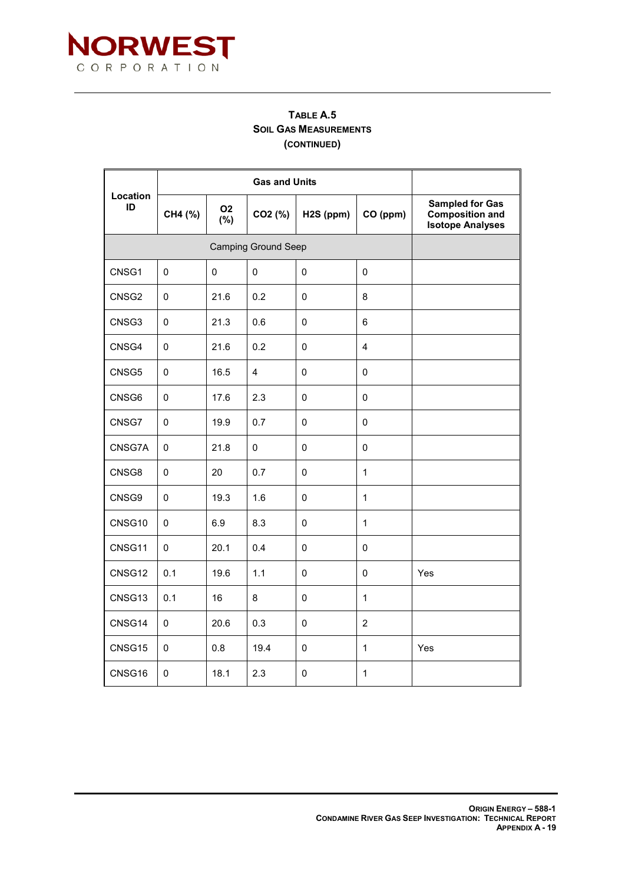**TABLE A.5**
**SOIL GAS MEASUREMENTS**
**(CONTINUED)**

| Location ID | Gas and Units | | | | | Sampled for Gas Composition and Isotope Analyses |
|---|---|---|---|---|---|---|
| | CH4 (%) | O2 (%) | CO2 (%) | H2S (ppm) | CO (ppm) | |
| Camping Ground Seep | | | | | | |
| CNSG1 | 0 | 0 | 0 | 0 | 0 | |
| CNSG2 | 0 | 21.6 | 0.2 | 0 | 8 | |
| CNSG3 | 0 | 21.3 | 0.6 | 0 | 6 | |
| CNSG4 | 0 | 21.6 | 0.2 | 0 | 4 | |
| CNSG5 | 0 | 16.5 | 4 | 0 | 0 | |
| CNSG6 | 0 | 17.6 | 2.3 | 0 | 0 | |
| CNSG7 | 0 | 19.9 | 0.7 | 0 | 0 | |
| CNSG7A | 0 | 21.8 | 0 | 0 | 0 | |
| CNSG8 | 0 | 20 | 0.7 | 0 | 1 | |
| CNSG9 | 0 | 19.3 | 1.6 | 0 | 1 | |
| CNSG10 | 0 | 6.9 | 8.3 | 0 | 1 | |
| CNSG11 | 0 | 20.1 | 0.4 | 0 | 0 | |
| CNSG12 | 0.1 | 19.6 | 1.1 | 0 | 0 | Yes |
| CNSG13 | 0.1 | 16 | 8 | 0 | 1 | |
| CNSG14 | 0 | 20.6 | 0.3 | 0 | 2 | |
| CNSG15 | 0 | 0.8 | 19.4 | 0 | 1 | Yes |
| CNSG16 | 0 | 18.1 | 2.3 | 0 | 1 | |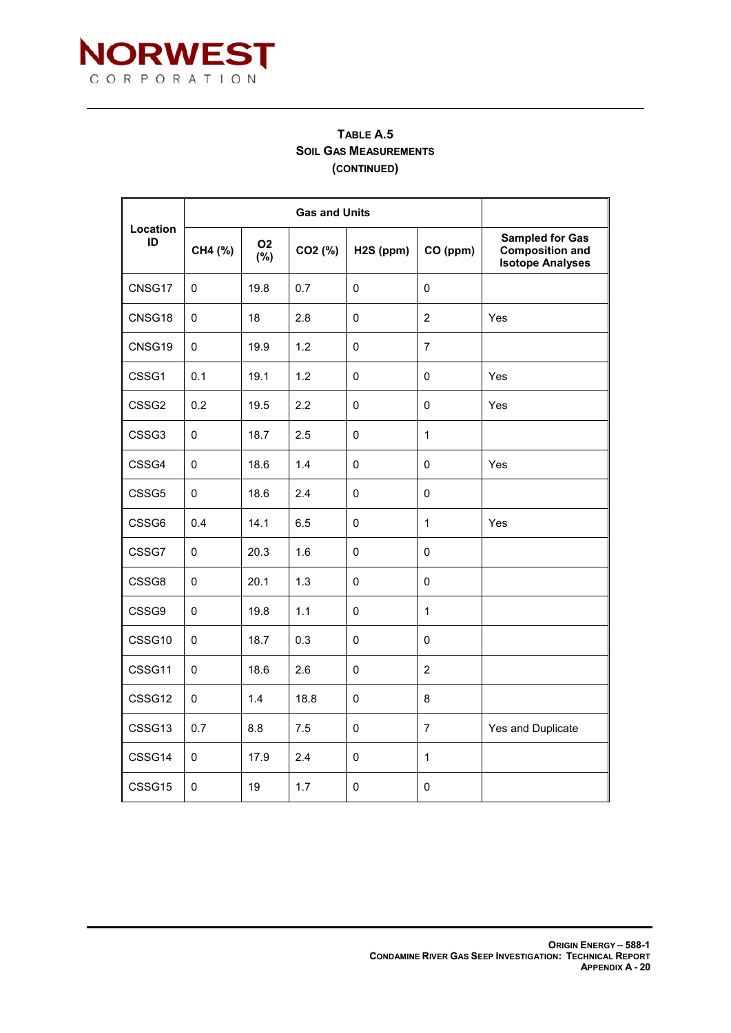**TABLE A.5**
**SOIL GAS MEASUREMENTS**
**(CONTINUED)**

| Location ID | Gas and Units | | | | | Sampled for Gas Composition and Isotope Analyses |
|---|---|---|---|---|---|---|
| | CH4 (%) | O2 (%) | CO2 (%) | H2S (ppm) | CO (ppm) | |
| CNSG17 | 0 | 19.8 | 0.7 | 0 | 0 | |
| CNSG18 | 0 | 18 | 2.8 | 0 | 2 | Yes |
| CNSG19 | 0 | 19.9 | 1.2 | 0 | 7 | |
| CSSG1 | 0.1 | 19.1 | 1.2 | 0 | 0 | Yes |
| CSSG2 | 0.2 | 19.5 | 2.2 | 0 | 0 | Yes |
| CSSG3 | 0 | 18.7 | 2.5 | 0 | 1 | |
| CSSG4 | 0 | 18.6 | 1.4 | 0 | 0 | Yes |
| CSSG5 | 0 | 18.6 | 2.4 | 0 | 0 | |
| CSSG6 | 0.4 | 14.1 | 6.5 | 0 | 1 | Yes |
| CSSG7 | 0 | 20.3 | 1.6 | 0 | 0 | |
| CSSG8 | 0 | 20.1 | 1.3 | 0 | 0 | |
| CSSG9 | 0 | 19.8 | 1.1 | 0 | 1 | |
| CSSG10 | 0 | 18.7 | 0.3 | 0 | 0 | |
| CSSG11 | 0 | 18.6 | 2.6 | 0 | 2 | |
| CSSG12 | 0 | 1.4 | 18.8 | 0 | 8 | |
| CSSG13 | 0.7 | 8.8 | 7.5 | 0 | 7 | Yes and Duplicate |
| CSSG14 | 0 | 17.9 | 2.4 | 0 | 1 | |
| CSSG15 | 0 | 19 | 1.7 | 0 | 0 | |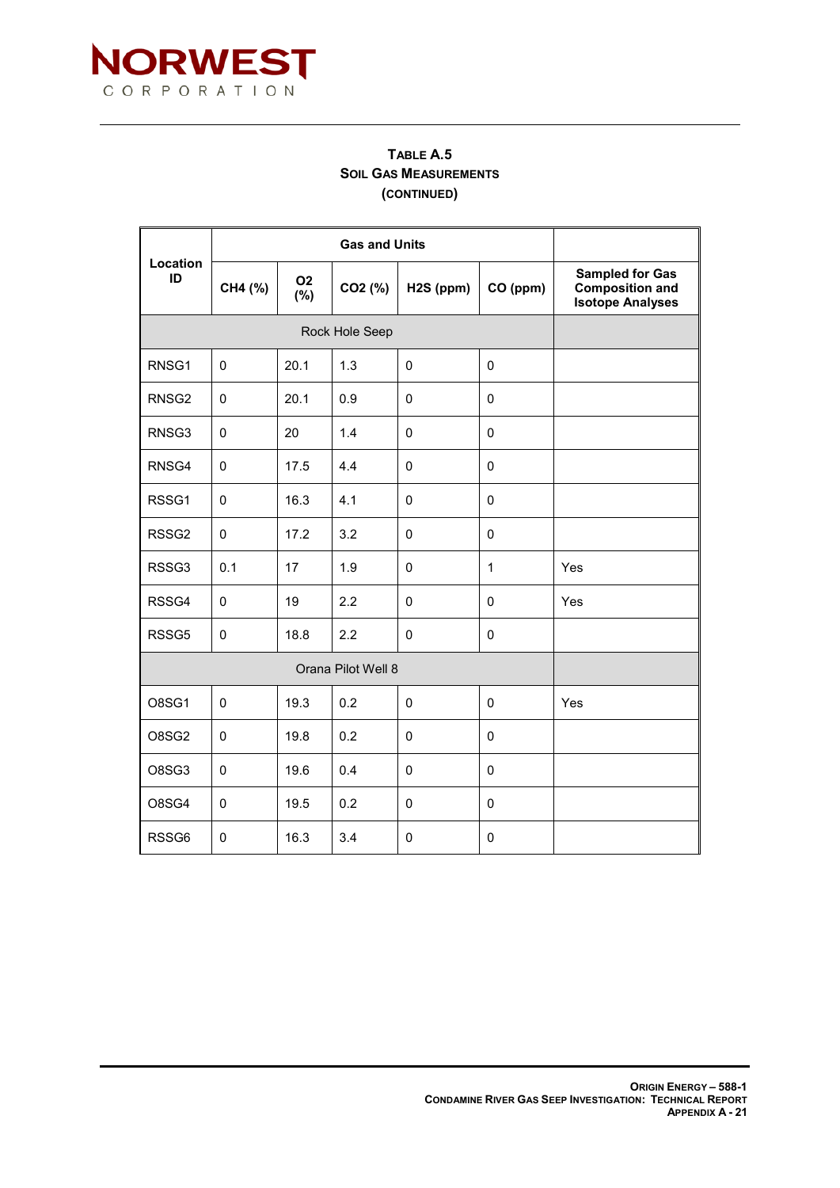**TABLE A.5**
**SOIL GAS MEASUREMENTS**
**(CONTINUED)**

| Location ID | Gas and Units | | | | | Sampled for Gas Composition and Isotope Analyses |
|---|---|---|---|---|---|---|
| | CH4 (%) | O2 (%) | CO2 (%) | H2S (ppm) | CO (ppm) | |
| Rock Hole Seep | | | | | | |
| RNSG1 | 0 | 20.1 | 1.3 | 0 | 0 | |
| RNSG2 | 0 | 20.1 | 0.9 | 0 | 0 | |
| RNSG3 | 0 | 20 | 1.4 | 0 | 0 | |
| RNSG4 | 0 | 17.5 | 4.4 | 0 | 0 | |
| RSSG1 | 0 | 16.3 | 4.1 | 0 | 0 | |
| RSSG2 | 0 | 17.2 | 3.2 | 0 | 0 | |
| RSSG3 | 0.1 | 17 | 1.9 | 0 | 1 | Yes |
| RSSG4 | 0 | 19 | 2.2 | 0 | 0 | Yes |
| RSSG5 | 0 | 18.8 | 2.2 | 0 | 0 | |
| Orana Pilot Well 8 | | | | | | |
| O8SG1 | 0 | 19.3 | 0.2 | 0 | 0 | Yes |
| O8SG2 | 0 | 19.8 | 0.2 | 0 | 0 | |
| O8SG3 | 0 | 19.6 | 0.4 | 0 | 0 | |
| O8SG4 | 0 | 19.5 | 0.2 | 0 | 0 | |
| RSSG6 | 0 | 16.3 | 3.4 | 0 | 0 | |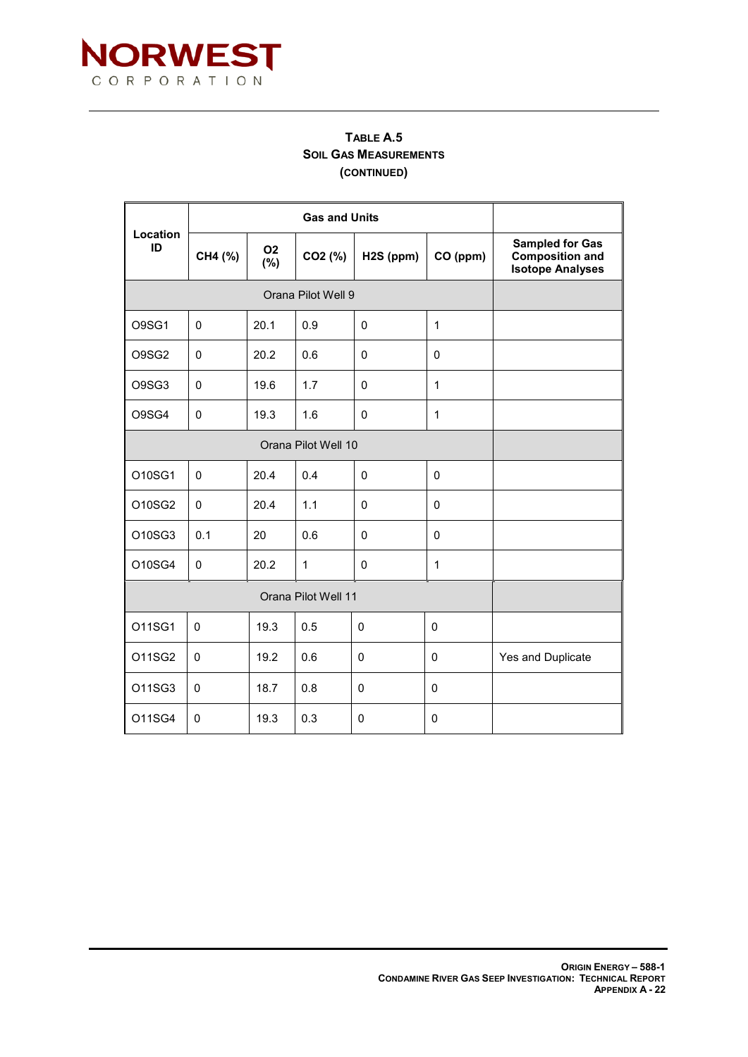**TABLE A.5**
**SOIL GAS MEASUREMENTS**
**(CONTINUED)**

| Location ID | Gas and Units | | | | | |
|---|---|---|---|---|---|---|
| | CH4 (%) | O2 (%) | CO2 (%) | H2S (ppm) | CO (ppm) | Sampled for Gas Composition and Isotope Analyses |
| Orana Pilot Well 9 | | | | | | |
| O9SG1 | 0 | 20.1 | 0.9 | 0 | 1 | |
| O9SG2 | 0 | 20.2 | 0.6 | 0 | 0 | |
| O9SG3 | 0 | 19.6 | 1.7 | 0 | 1 | |
| O9SG4 | 0 | 19.3 | 1.6 | 0 | 1 | |
| Orana Pilot Well 10 | | | | | | |
| O10SG1 | 0 | 20.4 | 0.4 | 0 | 0 | |
| O10SG2 | 0 | 20.4 | 1.1 | 0 | 0 | |
| O10SG3 | 0.1 | 20 | 0.6 | 0 | 0 | |
| O10SG4 | 0 | 20.2 | 1 | 0 | 1 | |
| Orana Pilot Well 11 | | | | | | |
| O11SG1 | 0 | 19.3 | 0.5 | 0 | 0 | |
| O11SG2 | 0 | 19.2 | 0.6 | 0 | 0 | Yes and Duplicate |
| O11SG3 | 0 | 18.7 | 0.8 | 0 | 0 | |
| O11SG4 | 0 | 19.3 | 0.3 | 0 | 0 | |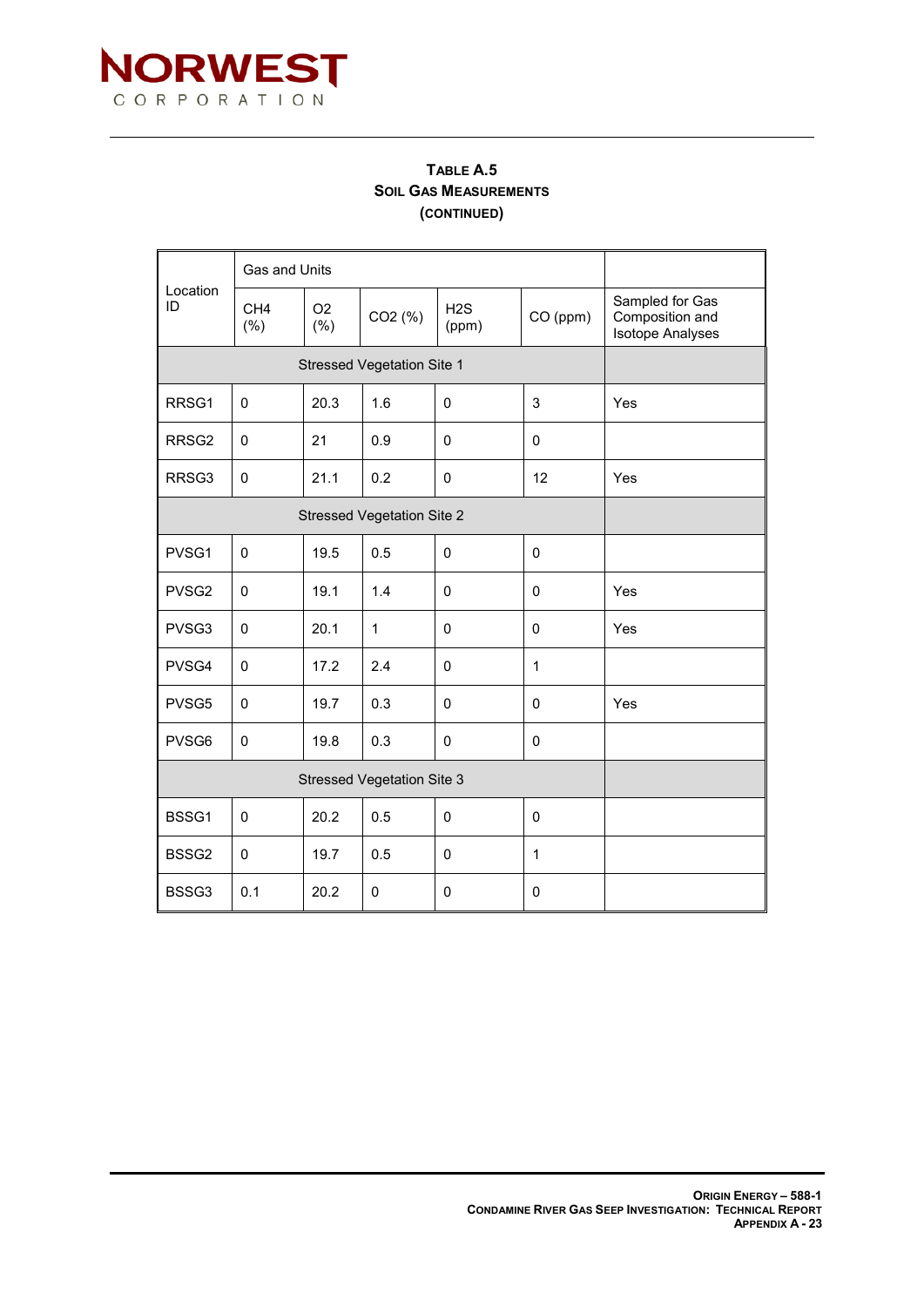**TABLE A.5**
**SOIL GAS MEASUREMENTS**
**(CONTINUED)**

| Location ID | Gas and Units | | | | | |
|---|---|---|---|---|---|---|
| | CH4 (%) | O2 (%) | CO2 (%) | H2S (ppm) | CO (ppm) | Sampled for Gas Composition and Isotope Analyses |
| Stressed Vegetation Site 1 | | | | | | |
| RRSG1 | 0 | 20.3 | 1.6 | 0 | 3 | Yes |
| RRSG2 | 0 | 21 | 0.9 | 0 | 0 | |
| RRSG3 | 0 | 21.1 | 0.2 | 0 | 12 | Yes |
| Stressed Vegetation Site 2 | | | | | | |
| PVSG1 | 0 | 19.5 | 0.5 | 0 | 0 | |
| PVSG2 | 0 | 19.1 | 1.4 | 0 | 0 | Yes |
| PVSG3 | 0 | 20.1 | 1 | 0 | 0 | Yes |
| PVSG4 | 0 | 17.2 | 2.4 | 0 | 1 | |
| PVSG5 | 0 | 19.7 | 0.3 | 0 | 0 | Yes |
| PVSG6 | 0 | 19.8 | 0.3 | 0 | 0 | |
| Stressed Vegetation Site 3 | | | | | | |
| BSSG1 | 0 | 20.2 | 0.5 | 0 | 0 | |
| BSSG2 | 0 | 19.7 | 0.5 | 0 | 1 | |
| BSSG3 | 0.1 | 20.2 | 0 | 0 | 0 | |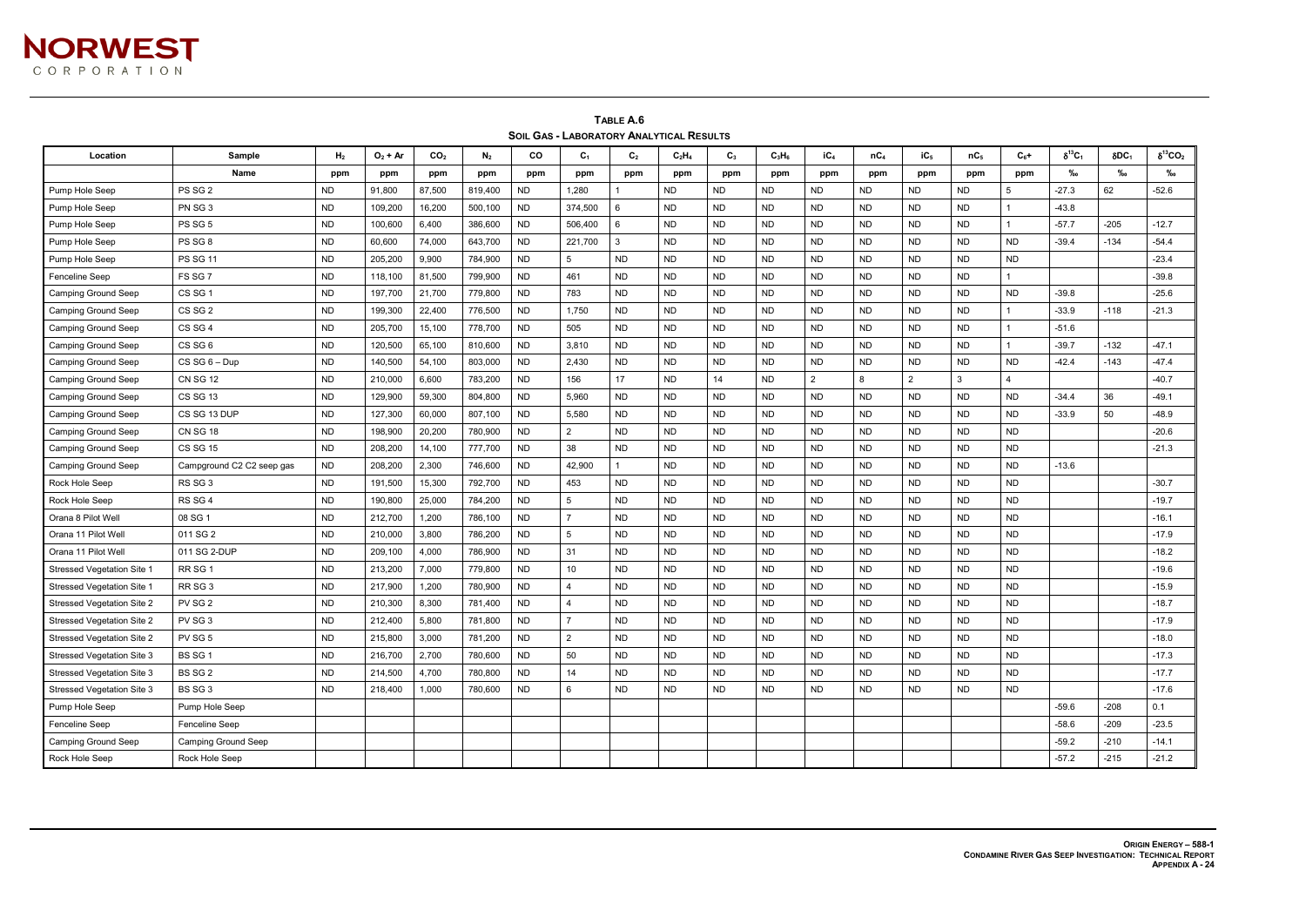**Table A.6**
**Soil Gas - Laboratory Analytical Results**

| Location | Sample | $H_2$ | $O_2$ + Ar | $CO_2$ | $N_2$ | CO | $C_1$ | $C_2$ | $C_2H_4$ | $C_3$ | $C_3H_6$ | $iC_4$ | $nC_4$ | $iC_5$ | $nC_5$ | $C_6$+ | $\delta^{13}C_1$ | $\delta DC_1$ | $\delta^{13}CO_2$ |
|---|---|---|---|---|---|---|---|---|---|---|---|---|---|---|---|---|---|---|---|
| | Name | ppm | ppm | ppm | ppm | ppm | ppm | ppm | ppm | ppm | ppm | ppm | ppm | ppm | ppm | ppm | ‰ | ‰ | ‰ |
| Pump Hole Seep | PS SG 2 | ND | 91,800 | 87,500 | 819,400 | ND | 1,280 | 1 | ND | ND | ND | ND | ND | ND | ND | 5 | -27.3 | 62 | -52.6 |
| Pump Hole Seep | PN SG 3 | ND | 109,200 | 16,200 | 500,100 | ND | 374,500 | 6 | ND | ND | ND | ND | ND | ND | ND | 1 | -43.8 | | |
| Pump Hole Seep | PS SG 5 | ND | 100,600 | 6,400 | 386,600 | ND | 506,400 | 6 | ND | ND | ND | ND | ND | ND | ND | 1 | -57.7 | -205 | -12.7 |
| Pump Hole Seep | PS SG 8 | ND | 60,600 | 74,000 | 643,700 | ND | 221,700 | 3 | ND | ND | ND | ND | ND | ND | ND | ND | -39.4 | -134 | -54.4 |
| Pump Hole Seep | PS SG 11 | ND | 205,200 | 9,900 | 784,900 | ND | 5 | ND | ND | ND | ND | ND | ND | ND | ND | ND | | | -23.4 |
| Fenceline Seep | FS SG 7 | ND | 118,100 | 81,500 | 799,900 | ND | 461 | ND | ND | ND | ND | ND | ND | ND | ND | 1 | | | -39.8 |
| Camping Ground Seep | CS SG 1 | ND | 197,700 | 21,700 | 779,800 | ND | 783 | ND | ND | ND | ND | ND | ND | ND | ND | ND | -39.8 | | -25.6 |
| Camping Ground Seep | CS SG 2 | ND | 199,300 | 22,400 | 776,500 | ND | 1,750 | ND | ND | ND | ND | ND | ND | ND | ND | 1 | -33.9 | -118 | -21.3 |
| Camping Ground Seep | CS SG 4 | ND | 205,700 | 15,100 | 778,700 | ND | 505 | ND | ND | ND | ND | ND | ND | ND | ND | 1 | -51.6 | | |
| Camping Ground Seep | CS SG 6 | ND | 120,500 | 65,100 | 810,600 | ND | 3,810 | ND | ND | ND | ND | ND | ND | ND | ND | 1 | -39.7 | -132 | -47.1 |
| Camping Ground Seep | CS SG 6 – Dup | ND | 140,500 | 54,100 | 803,000 | ND | 2,430 | ND | ND | ND | ND | ND | ND | ND | ND | ND | -42.4 | -143 | -47.4 |
| Camping Ground Seep | CN SG 12 | ND | 210,000 | 6,600 | 783,200 | ND | 156 | 17 | ND | 14 | ND | 2 | 8 | 2 | 3 | 4 | | | -40.7 |
| Camping Ground Seep | CS SG 13 | ND | 129,900 | 59,300 | 804,800 | ND | 5,960 | ND | ND | ND | ND | ND | ND | ND | ND | ND | -34.4 | 36 | -49.1 |
| Camping Ground Seep | CS SG 13 DUP | ND | 127,300 | 60,000 | 807,100 | ND | 5,580 | ND | ND | ND | ND | ND | ND | ND | ND | ND | -33.9 | 50 | -48.9 |
| Camping Ground Seep | CN SG 18 | ND | 198,900 | 20,200 | 780,900 | ND | 2 | ND | ND | ND | ND | ND | ND | ND | ND | ND | | | -20.6 |
| Camping Ground Seep | CS SG 15 | ND | 208,200 | 14,100 | 777,700 | ND | 38 | ND | ND | ND | ND | ND | ND | ND | ND | ND | | | -21.3 |
| Camping Ground Seep | Campground C2 C2 seep gas | ND | 208,200 | 2,300 | 746,600 | ND | 42,900 | 1 | ND | ND | ND | ND | ND | ND | ND | ND | -13.6 | | |
| Rock Hole Seep | RS SG 3 | ND | 191,500 | 15,300 | 792,700 | ND | 453 | ND | ND | ND | ND | ND | ND | ND | ND | ND | | | -30.7 |
| Rock Hole Seep | RS SG 4 | ND | 190,800 | 25,000 | 784,200 | ND | 5 | ND | ND | ND | ND | ND | ND | ND | ND | ND | | | -19.7 |
| Orana 8 Pilot Well | 08 SG 1 | ND | 212,700 | 1,200 | 786,100 | ND | 7 | ND | ND | ND | ND | ND | ND | ND | ND | ND | | | -16.1 |
| Orana 11 Pilot Well | 011 SG 2 | ND | 210,000 | 3,800 | 786,200 | ND | 5 | ND | ND | ND | ND | ND | ND | ND | ND | ND | | | -17.9 |
| Orana 11 Pilot Well | 011 SG 2-DUP | ND | 209,100 | 4,000 | 786,900 | ND | 31 | ND | ND | ND | ND | ND | ND | ND | ND | ND | | | -18.2 |
| Stressed Vegetation Site 1 | RR SG 1 | ND | 213,200 | 7,000 | 779,800 | ND | 10 | ND | ND | ND | ND | ND | ND | ND | ND | ND | | | -19.6 |
| Stressed Vegetation Site 1 | RR SG 3 | ND | 217,900 | 1,200 | 780,900 | ND | 4 | ND | ND | ND | ND | ND | ND | ND | ND | ND | | | -15.9 |
| Stressed Vegetation Site 2 | PV SG 2 | ND | 210,300 | 8,300 | 781,400 | ND | 4 | ND | ND | ND | ND | ND | ND | ND | ND | ND | | | -18.7 |
| Stressed Vegetation Site 2 | PV SG 3 | ND | 212,400 | 5,800 | 781,800 | ND | 7 | ND | ND | ND | ND | ND | ND | ND | ND | ND | | | -17.9 |
| Stressed Vegetation Site 2 | PV SG 5 | ND | 215,800 | 3,000 | 781,200 | ND | 2 | ND | ND | ND | ND | ND | ND | ND | ND | ND | | | -18.0 |
| Stressed Vegetation Site 3 | BS SG 1 | ND | 216,700 | 2,700 | 780,600 | ND | 50 | ND | ND | ND | ND | ND | ND | ND | ND | ND | | | -17.3 |
| Stressed Vegetation Site 3 | BS SG 2 | ND | 214,500 | 4,700 | 780,800 | ND | 14 | ND | ND | ND | ND | ND | ND | ND | ND | ND | | | -17.7 |
| Stressed Vegetation Site 3 | BS SG 3 | ND | 218,400 | 1,000 | 780,600 | ND | 6 | ND | ND | ND | ND | ND | ND | ND | ND | ND | | | -17.6 |
| Pump Hole Seep | Pump Hole Seep | | | | | | | | | | | | | | | | -59.6 | -208 | 0.1 |
| Fenceline Seep | Fenceline Seep | | | | | | | | | | | | | | | | -58.6 | -209 | -23.5 |
| Camping Ground Seep | Camping Ground Seep | | | | | | | | | | | | | | | | -59.2 | -210 | -14.1 |
| Rock Hole Seep | Rock Hole Seep | | | | | | | | | | | | | | | | -57.2 | -215 | -21.2 |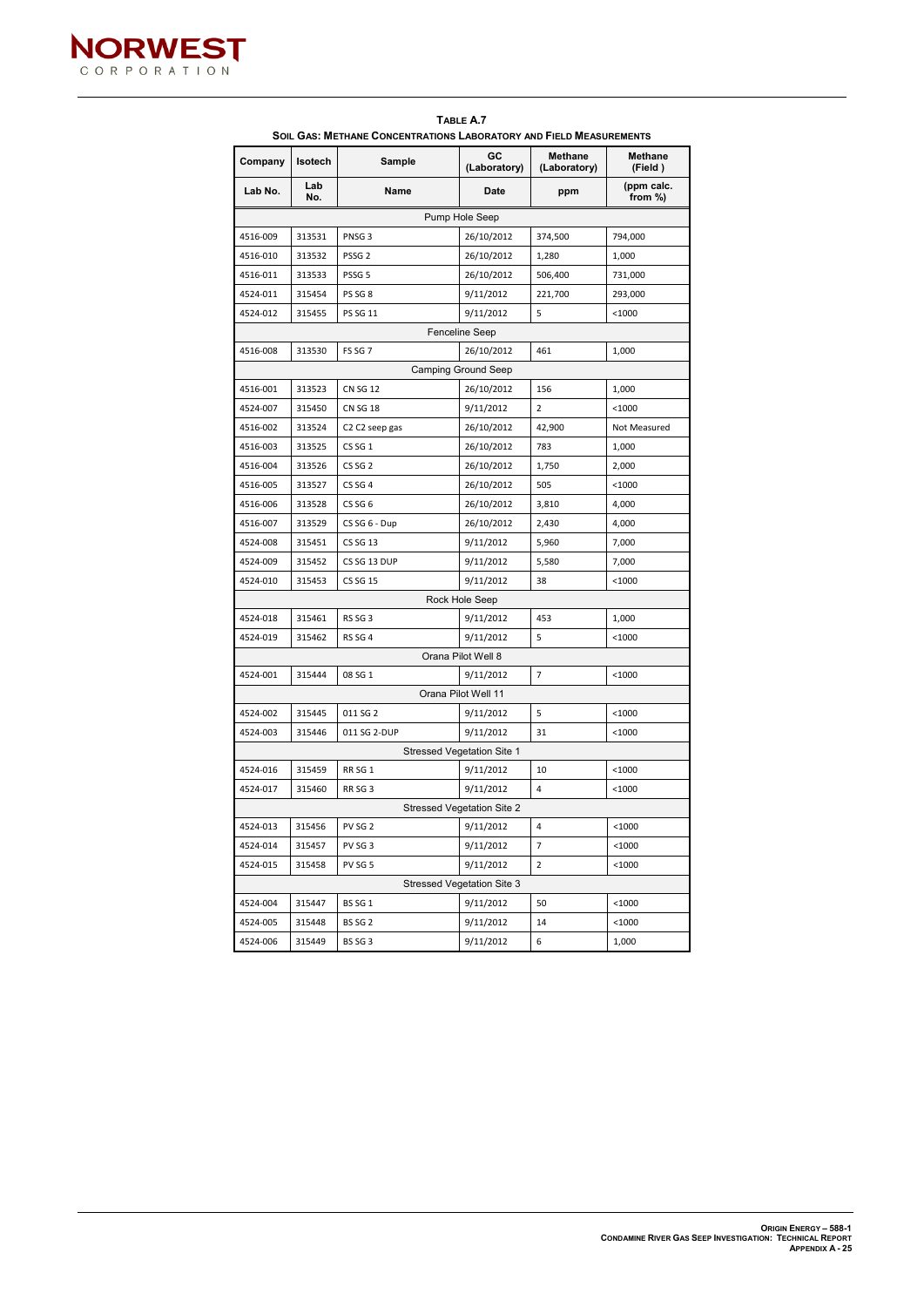**Table A.7**
**Soil Gas: Methane Concentrations Laboratory and Field Measurements**

| Company | Isotech | Sample | GC (Laboratory) | Methane (Laboratory) | Methane (Field ) |
|---|---|---|---|---|---|
| Lab No. | Lab No. | Name | Date | ppm | (ppm calc. from %) |
| | | Pump Hole Seep | | | |
| 4516-009 | 313531 | PNSG 3 | 26/10/2012 | 374,500 | 794,000 |
| 4516-010 | 313532 | PSSG 2 | 26/10/2012 | 1,280 | 1,000 |
| 4516-011 | 313533 | PSSG 5 | 26/10/2012 | 506,400 | 731,000 |
| 4524-011 | 315454 | PS SG 8 | 9/11/2012 | 221,700 | 293,000 |
| 4524-012 | 315455 | PS SG 11 | 9/11/2012 | 5 | <1000 |
| | | Fenceline Seep | | | |
| 4516-008 | 313530 | FS SG 7 | 26/10/2012 | 461 | 1,000 |
| | | Camping Ground Seep | | | |
| 4516-001 | 313523 | CN SG 12 | 26/10/2012 | 156 | 1,000 |
| 4524-007 | 315450 | CN SG 18 | 9/11/2012 | 2 | <1000 |
| 4516-002 | 313524 | C2 C2 seep gas | 26/10/2012 | 42,900 | Not Measured |
| 4516-003 | 313525 | CS SG 1 | 26/10/2012 | 783 | 1,000 |
| 4516-004 | 313526 | CS SG 2 | 26/10/2012 | 1,750 | 2,000 |
| 4516-005 | 313527 | CS SG 4 | 26/10/2012 | 505 | <1000 |
| 4516-006 | 313528 | CS SG 6 | 26/10/2012 | 3,810 | 4,000 |
| 4516-007 | 313529 | CS SG 6 - Dup | 26/10/2012 | 2,430 | 4,000 |
| 4524-008 | 315451 | CS SG 13 | 9/11/2012 | 5,960 | 7,000 |
| 4524-009 | 315452 | CS SG 13 DUP | 9/11/2012 | 5,580 | 7,000 |
| 4524-010 | 315453 | CS SG 15 | 9/11/2012 | 38 | <1000 |
| | | Rock Hole Seep | | | |
| 4524-018 | 315461 | RS SG 3 | 9/11/2012 | 453 | 1,000 |
| 4524-019 | 315462 | RS SG 4 | 9/11/2012 | 5 | <1000 |
| | | Orana Pilot Well 8 | | | |
| 4524-001 | 315444 | 08 SG 1 | 9/11/2012 | 7 | <1000 |
| | | Orana Pilot Well 11 | | | |
| 4524-002 | 315445 | 011 SG 2 | 9/11/2012 | 5 | <1000 |
| 4524-003 | 315446 | 011 SG 2-DUP | 9/11/2012 | 31 | <1000 |
| | | Stressed Vegetation Site 1 | | | |
| 4524-016 | 315459 | RR SG 1 | 9/11/2012 | 10 | <1000 |
| 4524-017 | 315460 | RR SG 3 | 9/11/2012 | 4 | <1000 |
| | | Stressed Vegetation Site 2 | | | |
| 4524-013 | 315456 | PV SG 2 | 9/11/2012 | 4 | <1000 |
| 4524-014 | 315457 | PV SG 3 | 9/11/2012 | 7 | <1000 |
| 4524-015 | 315458 | PV SG 5 | 9/11/2012 | 2 | <1000 |
| | | Stressed Vegetation Site 3 | | | |
| 4524-004 | 315447 | BS SG 1 | 9/11/2012 | 50 | <1000 |
| 4524-005 | 315448 | BS SG 2 | 9/11/2012 | 14 | <1000 |
| 4524-006 | 315449 | BS SG 3 | 9/11/2012 | 6 | 1,000 |